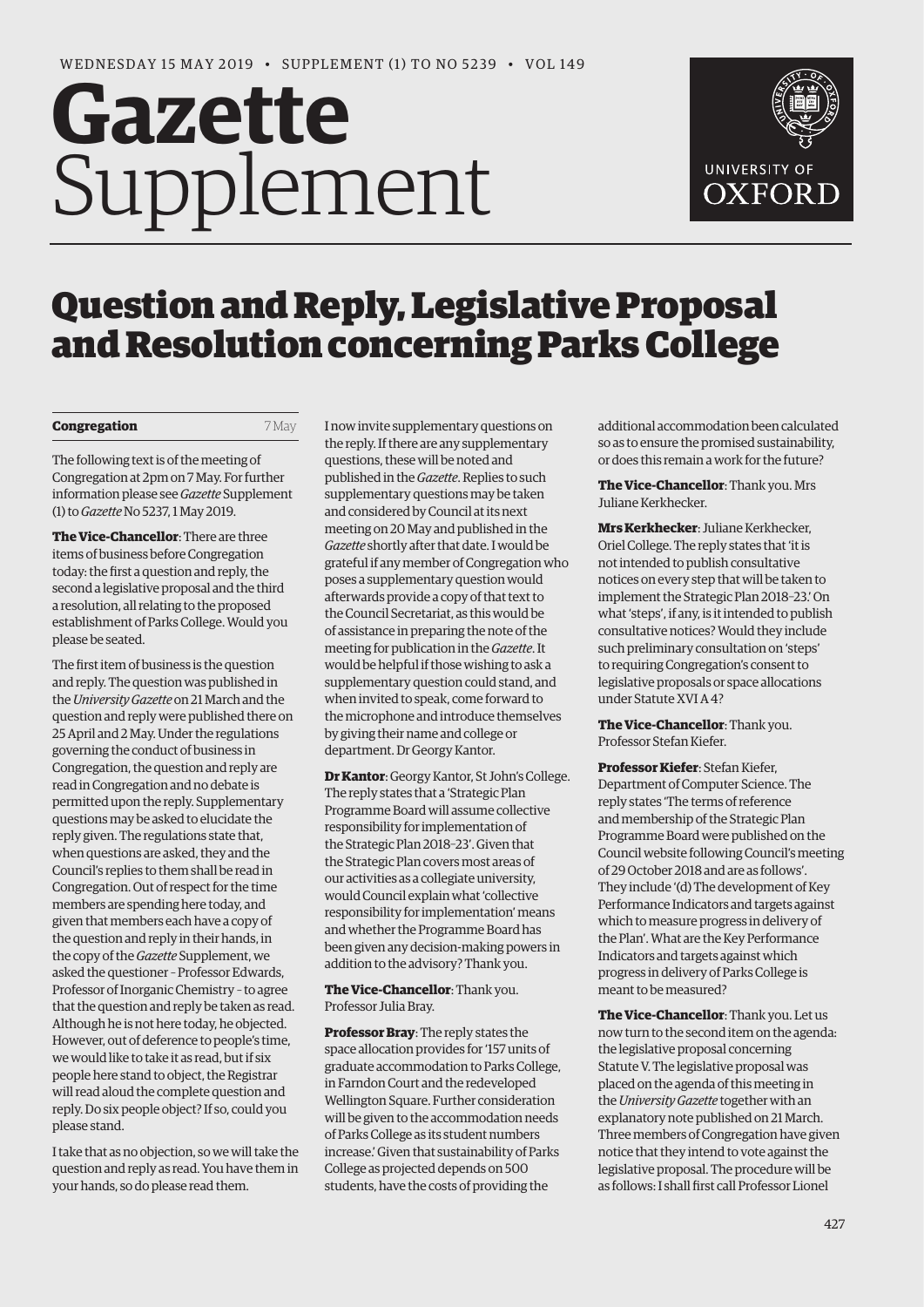WEDNESDAY 15 MAY 2019 • SUPPLEMENT (1) TO NO 5239 • VOL 149

# Gazette Supplement

UNIVERSITY OF OXFORD

# Question and Reply, Legislative Proposal and Resolution concerning Parks College

**Congregation** 7 May

The following text is of the meeting of Congregation at 2pm on 7 May. For further information please see *Gazette* Supplement (1) to *Gazette* No 5237, 1 May 2019.

**The Vice-Chancellor**: There are three items of business before Congregation today: the first a question and reply, the second a legislative proposal and the third a resolution, all relating to the proposed establishment of Parks College. Would you please be seated.

The first item of business is the question and reply. The question was published in the *University Gazette* on 21 March and the question and reply were published there on 25 April and 2 May. Under the regulations governing the conduct of business in Congregation, the question and reply are read in Congregation and no debate is permitted upon the reply. Supplementary questions may be asked to elucidate the reply given. The regulations state that, when questions are asked, they and the Council's replies to them shall be read in Congregation. Out of respect for the time members are spending here today, and given that members each have a copy of the question and reply in their hands, in the copy of the *Gazette* Supplement, we asked the questioner – Professor Edwards, Professor of Inorganic Chemistry – to agree that the question and reply be taken as read. Although he is not here today, he objected. However, out of deference to people's time, we would like to take it as read, but if six people here stand to object, the Registrar will read aloud the complete question and reply. Do six people object? If so, could you please stand.

I take that as no objection, so we will take the question and reply as read. You have them in your hands, so do please read them.

I now invite supplementary questions on the reply. If there are any supplementary questions, these will be noted and published in the *Gazette*. Replies to such supplementary questions may be taken and considered by Council at its next meeting on 20 May and published in the *Gazette* shortly after that date. I would be grateful if any member of Congregation who poses a supplementary question would afterwards provide a copy of that text to the Council Secretariat, as this would be of assistance in preparing the note of the meeting for publication in the *Gazette*. It would be helpful if those wishing to ask a supplementary question could stand, and when invited to speak, come forward to the microphone and introduce themselves by giving their name and college or department. Dr Georgy Kantor.

**Dr Kantor**: Georgy Kantor, St John's College. The reply states that a 'Strategic Plan Programme Board will assume collective responsibility for implementation of the Strategic Plan 2018–23'. Given that the Strategic Plan covers most areas of our activities as a collegiate university, would Council explain what 'collective responsibility for implementation' means and whether the Programme Board has been given any decision-making powers in addition to the advisory? Thank you.

**The Vice-Chancellor**: Thank you. Professor Julia Bray.

**Professor Bray**: The reply states the space allocation provides for '157 units of graduate accommodation to Parks College, in Farndon Court and the redeveloped Wellington Square. Further consideration will be given to the accommodation needs of Parks College as its student numbers increase.' Given that sustainability of Parks College as projected depends on 500 students, have the costs of providing the additional accommodation been calculated so as to ensure the promised sustainability, or does this remain a work for the future?

**The Vice-Chancellor**: Thank you. Mrs Juliane Kerkhecker.

**Mrs Kerkhecker**: Juliane Kerkhecker, Oriel College. The reply states that 'it is not intended to publish consultative notices on every step that will be taken to implement the Strategic Plan 2018–23.' On what 'steps', if any, is it intended to publish consultative notices? Would they include such preliminary consultation on 'steps' to requiring Congregation's consent to legislative proposals or space allocations under Statute XVI A 4?

**The Vice-Chancellor**: Thank you. Professor Stefan Kiefer.

**Professor Kiefer**: Stefan Kiefer, Department of Computer Science. The reply states 'The terms of reference and membership of the Strategic Plan Programme Board were published on the Council website following Council's meeting of 29 October 2018 and are as follows'. They include '(d) The development of Key Performance Indicators and targets against which to measure progress in delivery of the Plan'. What are the Key Performance Indicators and targets against which progress in delivery of Parks College is meant to be measured?

**The Vice-Chancellor**: Thank you. Let us now turn to the second item on the agenda: the legislative proposal concerning Statute V. The legislative proposal was placed on the agenda of this meeting in the *University Gazette* together with an explanatory note published on 21 March. Three members of Congregation have given notice that they intend to vote against the legislative proposal. The procedure will be as follows: I shall first call Professor Lionel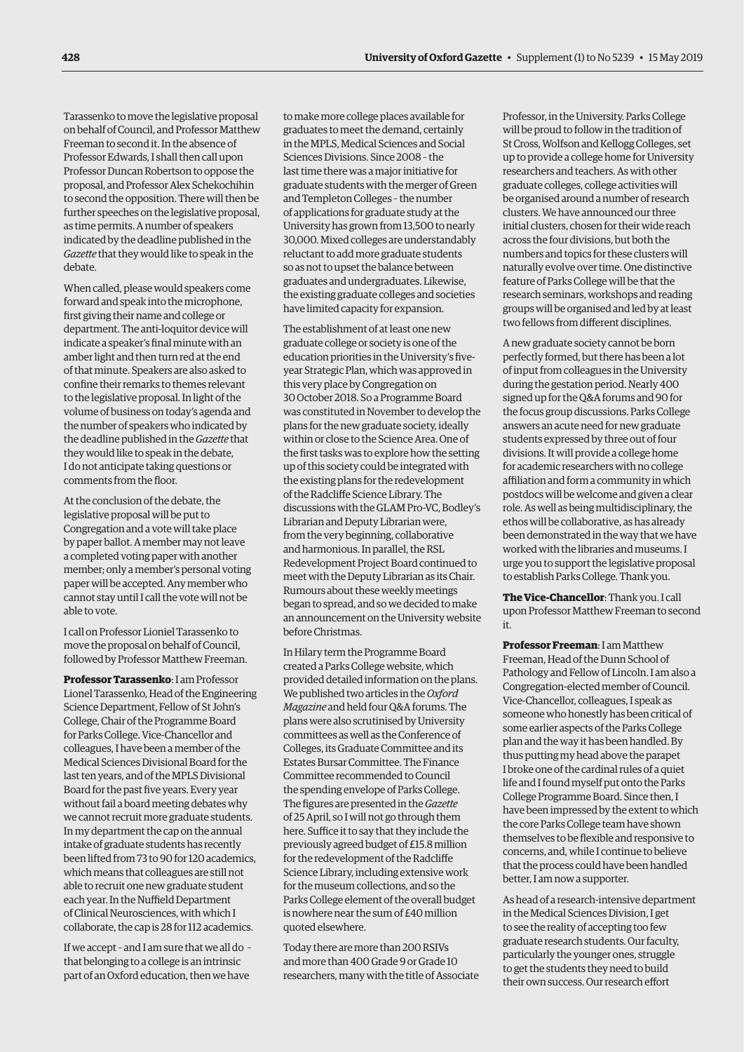Tarassenko to move the legislative proposal on behalf of Council, and Professor Matthew Freeman to second it. In the absence of Professor Edwards, I shall then call upon Professor Duncan Robertson to oppose the proposal, and Professor Alex Schekochihin to second the opposition. There will then be further speeches on the legislative proposal, as time permits. A number of speakers indicated by the deadline published in the *Gazette* that they would like to speak in the debate.

When called, please would speakers come forward and speak into the microphone, first giving their name and college or department. The anti-loquitor device will indicate a speaker's final minute with an amber light and then turn red at the end of that minute. Speakers are also asked to confine their remarks to themes relevant to the legislative proposal. In light of the volume of business on today's agenda and the number of speakers who indicated by the deadline published in the *Gazette* that they would like to speak in the debate, I do not anticipate taking questions or comments from the floor.

At the conclusion of the debate, the legislative proposal will be put to Congregation and a vote will take place by paper ballot. A member may not leave a completed voting paper with another member; only a member's personal voting paper will be accepted. Any member who cannot stay until I call the vote will not be able to vote.

I call on Professor Lioniel Tarassenko to move the proposal on behalf of Council, followed by Professor Matthew Freeman.

**Professor Tarassenko**: I am Professor Lionel Tarassenko, Head of the Engineering Science Department, Fellow of St John's College, Chair of the Programme Board for Parks College. Vice-Chancellor and colleagues, I have been a member of the Medical Sciences Divisional Board for the last ten years, and of the MPLS Divisional Board for the past five years. Every year without fail a board meeting debates why we cannot recruit more graduate students. In my department the cap on the annual intake of graduate students has recently been lifted from 73 to 90 for 120 academics, which means that colleagues are still not able to recruit one new graduate student each year. In the Nuffield Department of Clinical Neurosciences, with which I collaborate, the cap is 28 for 112 academics.

If we accept – and I am sure that we all do – that belonging to a college is an intrinsic part of an Oxford education, then we have to make more college places available for graduates to meet the demand, certainly in the MPLS, Medical Sciences and Social Sciences Divisions. Since 2008 – the last time there was a major initiative for graduate students with the merger of Green and Templeton Colleges – the number of applications for graduate study at the University has grown from 13,500 to nearly 30,000. Mixed colleges are understandably reluctant to add more graduate students so as not to upset the balance between graduates and undergraduates. Likewise, the existing graduate colleges and societies have limited capacity for expansion.

The establishment of at least one new graduate college or society is one of the education priorities in the University's five-year Strategic Plan, which was approved in this very place by Congregation on 30 October 2018. So a Programme Board was constituted in November to develop the plans for the new graduate society, ideally within or close to the Science Area. One of the first tasks was to explore how the setting up of this society could be integrated with the existing plans for the redevelopment of the Radcliffe Science Library. The discussions with the GLAM Pro-VC, Bodley's Librarian and Deputy Librarian were, from the very beginning, collaborative and harmonious. In parallel, the RSL Redevelopment Project Board continued to meet with the Deputy Librarian as its Chair. Rumours about these weekly meetings began to spread, and so we decided to make an announcement on the University website before Christmas.

In Hilary term the Programme Board created a Parks College website, which provided detailed information on the plans. We published two articles in the *Oxford Magazine* and held four Q&A forums. The plans were also scrutinised by University committees as well as the Conference of Colleges, its Graduate Committee and its Estates Bursar Committee. The Finance Committee recommended to Council the spending envelope of Parks College. The figures are presented in the *Gazette* of 25 April, so I will not go through them here. Suffice it to say that they include the previously agreed budget of £15.8 million for the redevelopment of the Radcliffe Science Library, including extensive work for the museum collections, and so the Parks College element of the overall budget is nowhere near the sum of £40 million quoted elsewhere.

Today there are more than 200 RSIVs and more than 400 Grade 9 or Grade 10 researchers, many with the title of Associate Professor, in the University. Parks College will be proud to follow in the tradition of St Cross, Wolfson and Kellogg Colleges, set up to provide a college home for University researchers and teachers. As with other graduate colleges, college activities will be organised around a number of research clusters. We have announced our three initial clusters, chosen for their wide reach across the four divisions, but both the numbers and topics for these clusters will naturally evolve over time. One distinctive feature of Parks College will be that the research seminars, workshops and reading groups will be organised and led by at least two fellows from different disciplines.

A new graduate society cannot be born perfectly formed, but there has been a lot of input from colleagues in the University during the gestation period. Nearly 400 signed up for the Q&A forums and 90 for the focus group discussions. Parks College answers an acute need for new graduate students expressed by three out of four divisions. It will provide a college home for academic researchers with no college affiliation and form a community in which postdocs will be welcome and given a clear role. As well as being multidisciplinary, the ethos will be collaborative, as has already been demonstrated in the way that we have worked with the libraries and museums. I urge you to support the legislative proposal to establish Parks College. Thank you.

**The Vice-Chancellor**: Thank you. I call upon Professor Matthew Freeman to second it.

**Professor Freeman**: I am Matthew Freeman, Head of the Dunn School of Pathology and Fellow of Lincoln. I am also a Congregation-elected member of Council. Vice-Chancellor, colleagues, I speak as someone who honestly has been critical of some earlier aspects of the Parks College plan and the way it has been handled. By thus putting my head above the parapet I broke one of the cardinal rules of a quiet life and I found myself put onto the Parks College Programme Board. Since then, I have been impressed by the extent to which the core Parks College team have shown themselves to be flexible and responsive to concerns, and, while I continue to believe that the process could have been handled better, I am now a supporter.

As head of a research-intensive department in the Medical Sciences Division, I get to see the reality of accepting too few graduate research students. Our faculty, particularly the younger ones, struggle to get the students they need to build their own success. Our research effort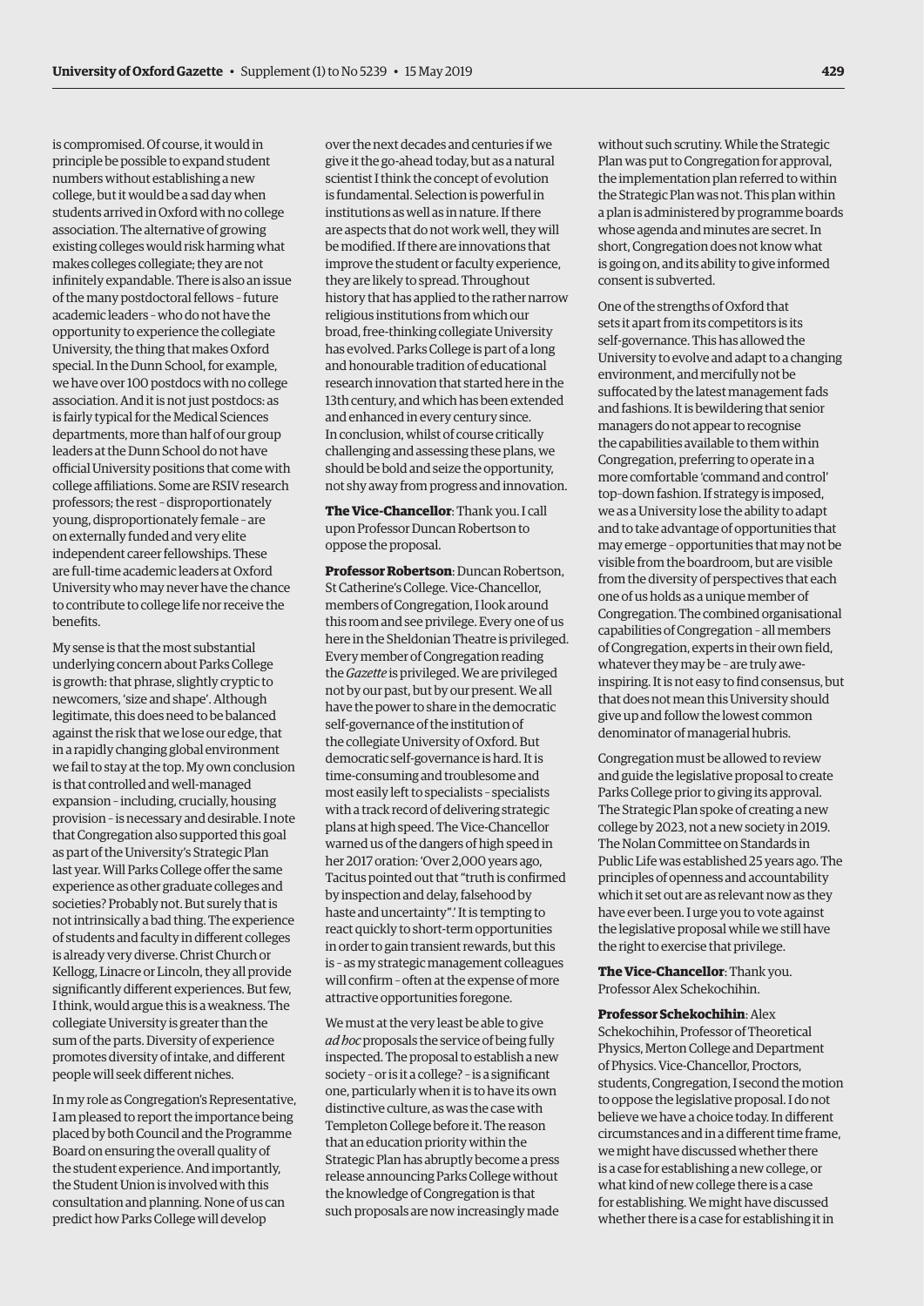is compromised. Of course, it would in principle be possible to expand student numbers without establishing a new college, but it would be a sad day when students arrived in Oxford with no college association. The alternative of growing existing colleges would risk harming what makes colleges collegiate; they are not infinitely expandable. There is also an issue of the many postdoctoral fellows – future academic leaders – who do not have the opportunity to experience the collegiate University, the thing that makes Oxford special. In the Dunn School, for example, we have over 100 postdocs with no college association. And it is not just postdocs: as is fairly typical for the Medical Sciences departments, more than half of our group leaders at the Dunn School do not have official University positions that come with college affiliations. Some are RSIV research professors; the rest – disproportionately young, disproportionately female – are on externally funded and very elite independent career fellowships. These are full-time academic leaders at Oxford University who may never have the chance to contribute to college life nor receive the benefits.

My sense is that the most substantial underlying concern about Parks College is growth: that phrase, slightly cryptic to newcomers, 'size and shape'. Although legitimate, this does need to be balanced against the risk that we lose our edge, that in a rapidly changing global environment we fail to stay at the top. My own conclusion is that controlled and well-managed expansion – including, crucially, housing provision – is necessary and desirable. I note that Congregation also supported this goal as part of the University's Strategic Plan last year. Will Parks College offer the same experience as other graduate colleges and societies? Probably not. But surely that is not intrinsically a bad thing. The experience of students and faculty in different colleges is already very diverse. Christ Church or Kellogg, Linacre or Lincoln, they all provide significantly different experiences. But few, I think, would argue this is a weakness. The collegiate University is greater than the sum of the parts. Diversity of experience promotes diversity of intake, and different people will seek different niches.

In my role as Congregation's Representative, I am pleased to report the importance being placed by both Council and the Programme Board on ensuring the overall quality of the student experience. And importantly, the Student Union is involved with this consultation and planning. None of us can predict how Parks College will develop over the next decades and centuries if we give it the go-ahead today, but as a natural scientist I think the concept of evolution is fundamental. Selection is powerful in institutions as well as in nature. If there are aspects that do not work well, they will be modified. If there are innovations that improve the student or faculty experience, they are likely to spread. Throughout history that has applied to the rather narrow religious institutions from which our broad, free-thinking collegiate University has evolved. Parks College is part of a long and honourable tradition of educational research innovation that started here in the 13th century, and which has been extended and enhanced in every century since. In conclusion, whilst of course critically challenging and assessing these plans, we should be bold and seize the opportunity, not shy away from progress and innovation.

**The Vice-Chancellor**: Thank you. I call upon Professor Duncan Robertson to oppose the proposal.

**Professor Robertson**: Duncan Robertson, St Catherine's College. Vice-Chancellor, members of Congregation, I look around this room and see privilege. Every one of us here in the Sheldonian Theatre is privileged. Every member of Congregation reading the *Gazette* is privileged. We are privileged not by our past, but by our present. We all have the power to share in the democratic self-governance of the institution of the collegiate University of Oxford. But democratic self-governance is hard. It is time-consuming and troublesome and most easily left to specialists – specialists with a track record of delivering strategic plans at high speed. The Vice-Chancellor warned us of the dangers of high speed in her 2017 oration: 'Over 2,000 years ago, Tacitus pointed out that "truth is confirmed by inspection and delay, falsehood by haste and uncertainty".' It is tempting to react quickly to short-term opportunities in order to gain transient rewards, but this is – as my strategic management colleagues will confirm – often at the expense of more attractive opportunities foregone.

We must at the very least be able to give *ad hoc* proposals the service of being fully inspected. The proposal to establish a new society – or is it a college? – is a significant one, particularly when it is to have its own distinctive culture, as was the case with Templeton College before it. The reason that an education priority within the Strategic Plan has abruptly become a press release announcing Parks College without the knowledge of Congregation is that such proposals are now increasingly made without such scrutiny. While the Strategic Plan was put to Congregation for approval, the implementation plan referred to within the Strategic Plan was not. This plan within a plan is administered by programme boards whose agenda and minutes are secret. In short, Congregation does not know what is going on, and its ability to give informed consent is subverted.

One of the strengths of Oxford that sets it apart from its competitors is its self-governance. This has allowed the University to evolve and adapt to a changing environment, and mercifully not be suffocated by the latest management fads and fashions. It is bewildering that senior managers do not appear to recognise the capabilities available to them within Congregation, preferring to operate in a more comfortable 'command and control' top-down fashion. If strategy is imposed, we as a University lose the ability to adapt and to take advantage of opportunities that may emerge – opportunities that may not be visible from the boardroom, but are visible from the diversity of perspectives that each one of us holds as a unique member of Congregation. The combined organisational capabilities of Congregation – all members of Congregation, experts in their own field, whatever they may be – are truly awe-inspiring. It is not easy to find consensus, but that does not mean this University should give up and follow the lowest common denominator of managerial hubris.

Congregation must be allowed to review and guide the legislative proposal to create Parks College prior to giving its approval. The Strategic Plan spoke of creating a new college by 2023, not a new society in 2019. The Nolan Committee on Standards in Public Life was established 25 years ago. The principles of openness and accountability which it set out are as relevant now as they have ever been. I urge you to vote against the legislative proposal while we still have the right to exercise that privilege.

**The Vice-Chancellor**: Thank you. Professor Alex Schekochihin.

**Professor Schekochihin**: Alex Schekochihin, Professor of Theoretical Physics, Merton College and Department of Physics. Vice-Chancellor, Proctors, students, Congregation, I second the motion to oppose the legislative proposal. I do not believe we have a choice today. In different circumstances and in a different time frame, we might have discussed whether there is a case for establishing a new college, or what kind of new college there is a case for establishing. We might have discussed whether there is a case for establishing it in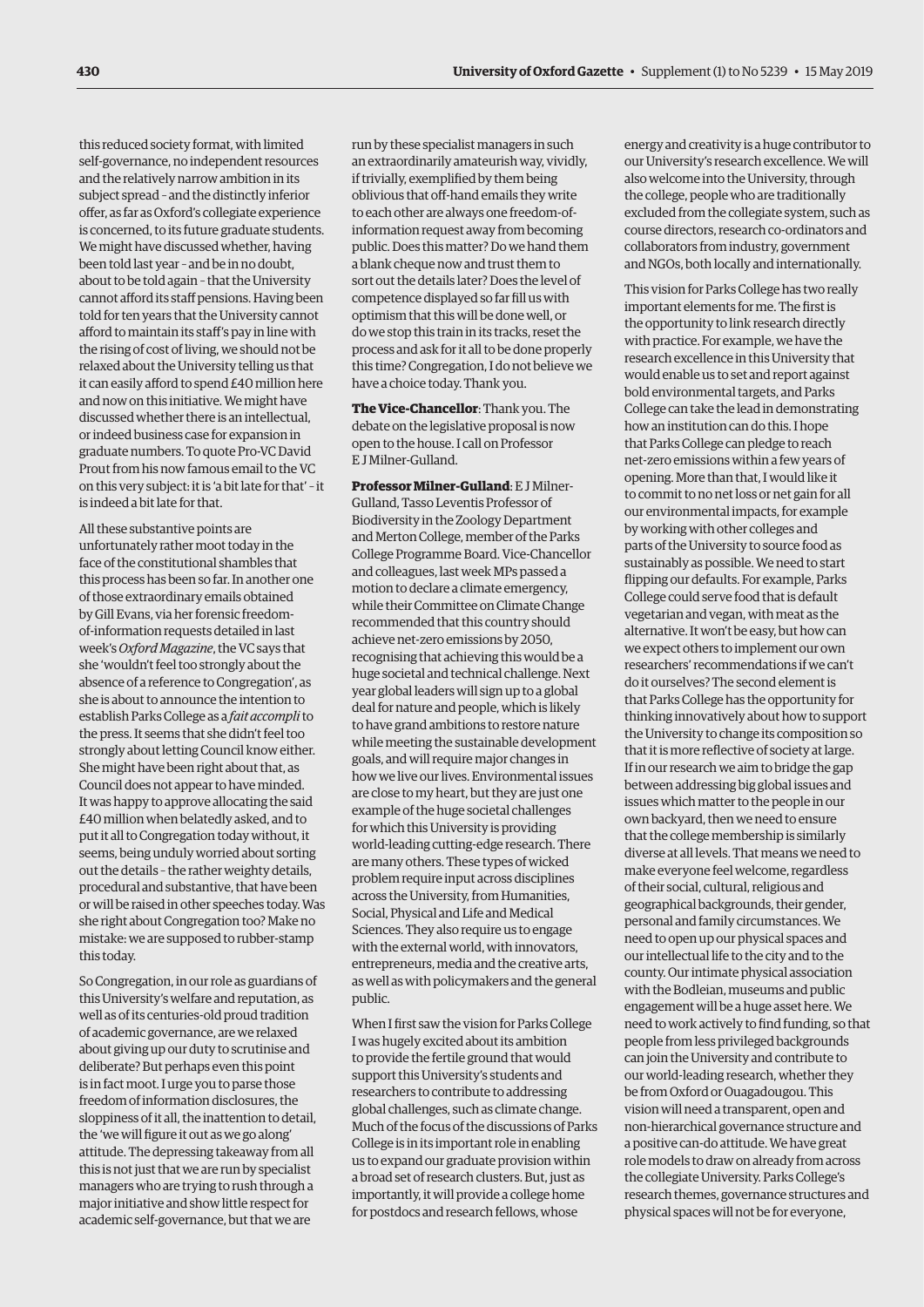this reduced society format, with limited self-governance, no independent resources and the relatively narrow ambition in its subject spread – and the distinctly inferior offer, as far as Oxford's collegiate experience is concerned, to its future graduate students. We might have discussed whether, having been told last year – and be in no doubt, about to be told again – that the University cannot afford its staff pensions. Having been told for ten years that the University cannot afford to maintain its staff's pay in line with the rising of cost of living, we should not be relaxed about the University telling us that it can easily afford to spend £40 million here and now on this initiative. We might have discussed whether there is an intellectual, or indeed business case for expansion in graduate numbers. To quote Pro-VC David Prout from his now famous email to the VC on this very subject: it is 'a bit late for that' – it is indeed a bit late for that.

All these substantive points are unfortunately rather moot today in the face of the constitutional shambles that this process has been so far. In another one of those extraordinary emails obtained by Gill Evans, via her forensic freedom-of-information requests detailed in last week's *Oxford Magazine*, the VC says that she 'wouldn't feel too strongly about the absence of a reference to Congregation', as she is about to announce the intention to establish Parks College as a *fait accompli* to the press. It seems that she didn't feel too strongly about letting Council know either. She might have been right about that, as Council does not appear to have minded. It was happy to approve allocating the said £40 million when belatedly asked, and to put it all to Congregation today without, it seems, being unduly worried about sorting out the details – the rather weighty details, procedural and substantive, that have been or will be raised in other speeches today. Was she right about Congregation too? Make no mistake: we are supposed to rubber-stamp this today.

So Congregation, in our role as guardians of this University's welfare and reputation, as well as of its centuries-old proud tradition of academic governance, are we relaxed about giving up our duty to scrutinise and deliberate? But perhaps even this point is in fact moot. I urge you to parse those freedom of information disclosures, the sloppiness of it all, the inattention to detail, the 'we will figure it out as we go along' attitude. The depressing takeaway from all this is not just that we are run by specialist managers who are trying to rush through a major initiative and show little respect for academic self-governance, but that we are run by these specialist managers in such an extraordinarily amateurish way, vividly, if trivially, exemplified by them being oblivious that off-hand emails they write to each other are always one freedom-of-information request away from becoming public. Does this matter? Do we hand them a blank cheque now and trust them to sort out the details later? Does the level of competence displayed so far fill us with optimism that this will be done well, or do we stop this train in its tracks, reset the process and ask for it all to be done properly this time? Congregation, I do not believe we have a choice today. Thank you.

**The Vice-Chancellor**: Thank you. The debate on the legislative proposal is now open to the house. I call on Professor E J Milner-Gulland.

**Professor Milner-Gulland**: E J Milner-Gulland, Tasso Leventis Professor of Biodiversity in the Zoology Department and Merton College, member of the Parks College Programme Board. Vice-Chancellor and colleagues, last week MPs passed a motion to declare a climate emergency, while their Committee on Climate Change recommended that this country should achieve net-zero emissions by 2050, recognising that achieving this would be a huge societal and technical challenge. Next year global leaders will sign up to a global deal for nature and people, which is likely to have grand ambitions to restore nature while meeting the sustainable development goals, and will require major changes in how we live our lives. Environmental issues are close to my heart, but they are just one example of the huge societal challenges for which this University is providing world-leading cutting-edge research. There are many others. These types of wicked problem require input across disciplines across the University, from Humanities, Social, Physical and Life and Medical Sciences. They also require us to engage with the external world, with innovators, entrepreneurs, media and the creative arts, as well as with policymakers and the general public.

When I first saw the vision for Parks College I was hugely excited about its ambition to provide the fertile ground that would support this University's students and researchers to contribute to addressing global challenges, such as climate change. Much of the focus of the discussions of Parks College is in its important role in enabling us to expand our graduate provision within a broad set of research clusters. But, just as importantly, it will provide a college home for postdocs and research fellows, whose energy and creativity is a huge contributor to our University's research excellence. We will also welcome into the University, through the college, people who are traditionally excluded from the collegiate system, such as course directors, research co-ordinators and collaborators from industry, government and NGOs, both locally and internationally.

This vision for Parks College has two really important elements for me. The first is the opportunity to link research directly with practice. For example, we have the research excellence in this University that would enable us to set and report against bold environmental targets, and Parks College can take the lead in demonstrating how an institution can do this. I hope that Parks College can pledge to reach net-zero emissions within a few years of opening. More than that, I would like it to commit to no net loss or net gain for all our environmental impacts, for example by working with other colleges and parts of the University to source food as sustainably as possible. We need to start flipping our defaults. For example, Parks College could serve food that is default vegetarian and vegan, with meat as the alternative. It won't be easy, but how can we expect others to implement our own researchers' recommendations if we can't do it ourselves? The second element is that Parks College has the opportunity for thinking innovatively about how to support the University to change its composition so that it is more reflective of society at large. If in our research we aim to bridge the gap between addressing big global issues and issues which matter to the people in our own backyard, then we need to ensure that the college membership is similarly diverse at all levels. That means we need to make everyone feel welcome, regardless of their social, cultural, religious and geographical backgrounds, their gender, personal and family circumstances. We need to open up our physical spaces and our intellectual life to the city and to the county. Our intimate physical association with the Bodleian, museums and public engagement will be a huge asset here. We need to work actively to find funding, so that people from less privileged backgrounds can join the University and contribute to our world-leading research, whether they be from Oxford or Ouagadougou. This vision will need a transparent, open and non-hierarchical governance structure and a positive can-do attitude. We have great role models to draw on already from across the collegiate University. Parks College's research themes, governance structures and physical spaces will not be for everyone,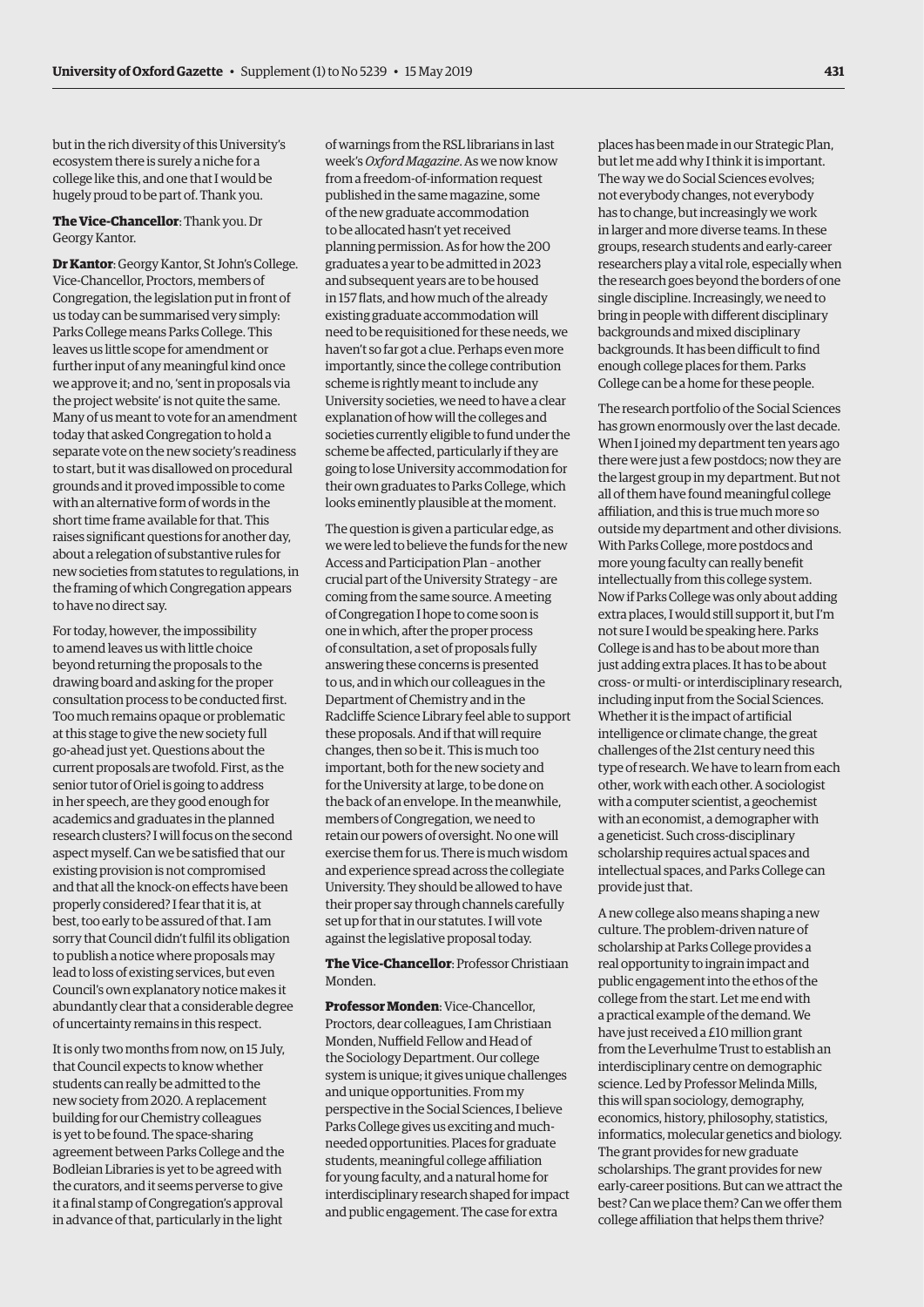but in the rich diversity of this University's ecosystem there is surely a niche for a college like this, and one that I would be hugely proud to be part of. Thank you.

**The Vice-Chancellor**: Thank you. Dr Georgy Kantor.

**Dr Kantor**: Georgy Kantor, St John's College. Vice-Chancellor, Proctors, members of Congregation, the legislation put in front of us today can be summarised very simply: Parks College means Parks College. This leaves us little scope for amendment or further input of any meaningful kind once we approve it; and no, 'sent in proposals via the project website' is not quite the same. Many of us meant to vote for an amendment today that asked Congregation to hold a separate vote on the new society's readiness to start, but it was disallowed on procedural grounds and it proved impossible to come with an alternative form of words in the short time frame available for that. This raises significant questions for another day, about a relegation of substantive rules for new societies from statutes to regulations, in the framing of which Congregation appears to have no direct say.

For today, however, the impossibility to amend leaves us with little choice beyond returning the proposals to the drawing board and asking for the proper consultation process to be conducted first. Too much remains opaque or problematic at this stage to give the new society full go-ahead just yet. Questions about the current proposals are twofold. First, as the senior tutor of Oriel is going to address in her speech, are they good enough for academics and graduates in the planned research clusters? I will focus on the second aspect myself. Can we be satisfied that our existing provision is not compromised and that all the knock-on effects have been properly considered? I fear that it is, at best, too early to be assured of that. I am sorry that Council didn't fulfil its obligation to publish a notice where proposals may lead to loss of existing services, but even Council's own explanatory notice makes it abundantly clear that a considerable degree of uncertainty remains in this respect.

It is only two months from now, on 15 July, that Council expects to know whether students can really be admitted to the new society from 2020. A replacement building for our Chemistry colleagues is yet to be found. The space-sharing agreement between Parks College and the Bodleian Libraries is yet to be agreed with the curators, and it seems perverse to give it a final stamp of Congregation's approval in advance of that, particularly in the light of warnings from the RSL librarians in last week's *Oxford Magazine*. As we now know from a freedom-of-information request published in the same magazine, some of the new graduate accommodation to be allocated hasn't yet received planning permission. As for how the 200 graduates a year to be admitted in 2023 and subsequent years are to be housed in 157 flats, and how much of the already existing graduate accommodation will need to be requisitioned for these needs, we haven't so far got a clue. Perhaps even more importantly, since the college contribution scheme is rightly meant to include any University societies, we need to have a clear explanation of how will the colleges and societies currently eligible to fund under the scheme be affected, particularly if they are going to lose University accommodation for their own graduates to Parks College, which looks eminently plausible at the moment.

The question is given a particular edge, as we were led to believe the funds for the new Access and Participation Plan – another crucial part of the University Strategy – are coming from the same source. A meeting of Congregation I hope to come soon is one in which, after the proper process of consultation, a set of proposals fully answering these concerns is presented to us, and in which our colleagues in the Department of Chemistry and in the Radcliffe Science Library feel able to support these proposals. And if that will require changes, then so be it. This is much too important, both for the new society and for the University at large, to be done on the back of an envelope. In the meanwhile, members of Congregation, we need to retain our powers of oversight. No one will exercise them for us. There is much wisdom and experience spread across the collegiate University. They should be allowed to have their proper say through channels carefully set up for that in our statutes. I will vote against the legislative proposal today.

**The Vice-Chancellor**: Professor Christiaan Monden.

**Professor Monden**: Vice-Chancellor, Proctors, dear colleagues, I am Christiaan Monden, Nuffield Fellow and Head of the Sociology Department. Our college system is unique; it gives unique challenges and unique opportunities. From my perspective in the Social Sciences, I believe Parks College gives us exciting and much-needed opportunities. Places for graduate students, meaningful college affiliation for young faculty, and a natural home for interdisciplinary research shaped for impact and public engagement. The case for extra places has been made in our Strategic Plan, but let me add why I think it is important. The way we do Social Sciences evolves; not everybody changes, not everybody has to change, but increasingly we work in larger and more diverse teams. In these groups, research students and early-career researchers play a vital role, especially when the research goes beyond the borders of one single discipline. Increasingly, we need to bring in people with different disciplinary backgrounds and mixed disciplinary backgrounds. It has been difficult to find enough college places for them. Parks College can be a home for these people.

The research portfolio of the Social Sciences has grown enormously over the last decade. When I joined my department ten years ago there were just a few postdocs; now they are the largest group in my department. But not all of them have found meaningful college affiliation, and this is true much more so outside my department and other divisions. With Parks College, more postdocs and more young faculty can really benefit intellectually from this college system. Now if Parks College was only about adding extra places, I would still support it, but I'm not sure I would be speaking here. Parks College is and has to be about more than just adding extra places. It has to be about cross- or multi- or interdisciplinary research, including input from the Social Sciences. Whether it is the impact of artificial intelligence or climate change, the great challenges of the 21st century need this type of research. We have to learn from each other, work with each other. A sociologist with a computer scientist, a geochemist with an economist, a demographer with a geneticist. Such cross-disciplinary scholarship requires actual spaces and intellectual spaces, and Parks College can provide just that.

A new college also means shaping a new culture. The problem-driven nature of scholarship at Parks College provides a real opportunity to ingrain impact and public engagement into the ethos of the college from the start. Let me end with a practical example of the demand. We have just received a £10 million grant from the Leverhulme Trust to establish an interdisciplinary centre on demographic science. Led by Professor Melinda Mills, this will span sociology, demography, economics, history, philosophy, statistics, informatics, molecular genetics and biology. The grant provides for new graduate scholarships. The grant provides for new early-career positions. But can we attract the best? Can we place them? Can we offer them college affiliation that helps them thrive?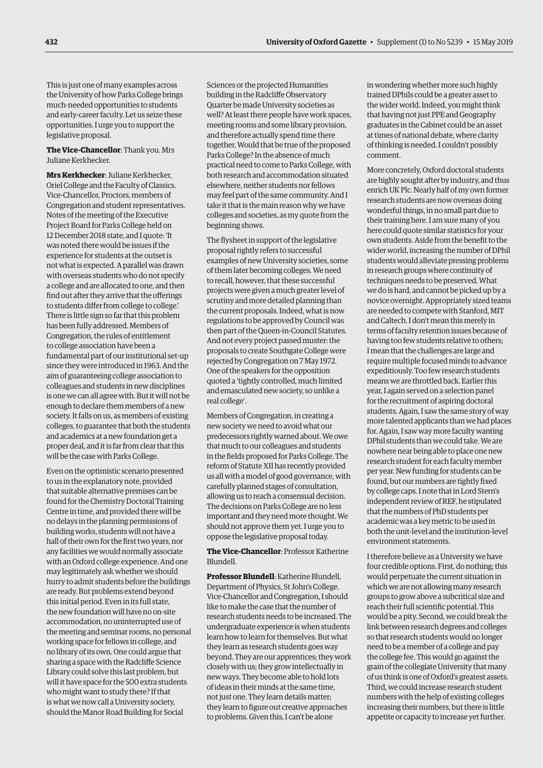This is just one of many examples across the University of how Parks College brings much-needed opportunities to students and early-career faculty. Let us seize these opportunities. I urge you to support the legislative proposal.

**The Vice-Chancellor**: Thank you. Mrs Juliane Kerkhecker.

**Mrs Kerkhecker**: Juliane Kerkhecker, Oriel College and the Faculty of Classics. Vice-Chancellor, Proctors, members of Congregation and student representatives. Notes of the meeting of the Executive Project Board for Parks College held on 12 December 2018 state, and I quote: 'It was noted there would be issues if the experience for students at the outset is not what is expected. A parallel was drawn with overseas students who do not specify a college and are allocated to one, and then find out after they arrive that the offerings to students differ from college to college.' There is little sign so far that this problem has been fully addressed. Members of Congregation, the rules of entitlement to college association have been a fundamental part of our institutional set-up since they were introduced in 1963. And the aim of guaranteeing college association to colleagues and students in new disciplines is one we can all agree with. But it will not be enough to declare them members of a new society. It falls on us, as members of existing colleges, to guarantee that both the students and academics at a new foundation get a proper deal, and it is far from clear that this will be the case with Parks College.

Even on the optimistic scenario presented to us in the explanatory note, provided that suitable alternative premises can be found for the Chemistry Doctoral Training Centre in time, and provided there will be no delays in the planning permissions of building works, students will not have a hall of their own for the first two years, nor any facilities we would normally associate with an Oxford college experience. And one may legitimately ask whether we should hurry to admit students before the buildings are ready. But problems extend beyond this initial period. Even in its full state, the new foundation will have no on-site accommodation, no uninterrupted use of the meeting and seminar rooms, no personal working space for fellows in college, and no library of its own. One could argue that sharing a space with the Radcliffe Science Library could solve this last problem, but will it have space for the 500 extra students who might want to study there? If that is what we now call a University society, should the Manor Road Building for Social Sciences or the projected Humanities building in the Radcliffe Observatory Quarter be made University societies as well? At least there people have work spaces, meeting rooms and some library provision, and therefore actually spend time there together. Would that be true of the proposed Parks College? In the absence of much practical need to come to Parks College, with both research and accommodation situated elsewhere, neither students nor fellows may feel part of the same community. And I take it that is the main reason why we have colleges and societies, as my quote from the beginning shows.

The flysheet in support of the legislative proposal rightly refers to successful examples of new University societies, some of them later becoming colleges. We need to recall, however, that these successful projects were given a much greater level of scrutiny and more detailed planning than the current proposals. Indeed, what is now regulations to be approved by Council was then part of the Queen-in-Council Statutes. And not every project passed muster: the proposals to create Southgate College were rejected by Congregation on 7 May 1972. One of the speakers for the opposition quoted a 'tightly controlled, much limited and emasculated new society, so unlike a real college'.

Members of Congregation, in creating a new society we need to avoid what our predecessors rightly warned about. We owe that much to our colleagues and students in the fields proposed for Parks College. The reform of Statute XII has recently provided us all with a model of good governance, with carefully planned stages of consultation, allowing us to reach a consensual decision. The decisions on Parks College are no less important and they need more thought. We should not approve them yet. I urge you to oppose the legislative proposal today.

**The Vice-Chancellor**: Professor Katherine Blundell.

**Professor Blundell**: Katherine Blundell, Department of Physics, St John's College. Vice-Chancellor and Congregation, I should like to make the case that the number of research students needs to be increased. The undergraduate experience is when students learn how to learn for themselves. But what they learn as research students goes way beyond. They are our apprentices; they work closely with us; they grow intellectually in new ways. They become able to hold lots of ideas in their minds at the same time, not just one. They learn details matter; they learn to figure out creative approaches to problems. Given this, I can't be alone in wondering whether more such highly trained DPhils could be a greater asset to the wider world. Indeed, you might think that having not just PPE and Geography graduates in the Cabinet could be an asset at times of national debate, where clarity of thinking is needed. I couldn't possibly comment.

More concretely, Oxford doctoral students are highly sought after by industry, and thus enrich UK Plc. Nearly half of my own former research students are now overseas doing wonderful things, in no small part due to their training here. I am sure many of you here could quote similar statistics for your own students. Aside from the benefit to the wider world, increasing the number of DPhil students would alleviate pressing problems in research groups where continuity of techniques needs to be preserved. What we do is hard, and cannot be picked up by a novice overnight. Appropriately sized teams are needed to compete with Stanford, MIT and Caltech. I don't mean this merely in terms of faculty retention issues because of having too few students relative to others; I mean that the challenges are large and require multiple focused minds to advance expeditiously. Too few research students means we are throttled back. Earlier this year, I again served on a selection panel for the recruitment of aspiring doctoral students. Again, I saw the same story of way more talented applicants than we had places for. Again, I saw way more faculty wanting DPhil students than we could take. We are nowhere near being able to place one new research student for each faculty member per year. New funding for students can be found, but our numbers are tightly fixed by college caps. I note that in Lord Stern's independent review of REF, he stipulated that the numbers of PhD students per academic was a key metric to be used in both the unit-level and the institution-level environment statements.

I therefore believe as a University we have four credible options. First, do nothing; this would perpetuate the current situation in which we are not allowing many research groups to grow above a subcritical size and reach their full scientific potential. This would be a pity. Second, we could break the link between research degrees and colleges so that research students would no longer need to be a member of a college and pay the college fee. This would go against the grain of the collegiate University that many of us think is one of Oxford's greatest assets. Third, we could increase research student numbers with the help of existing colleges increasing their numbers, but there is little appetite or capacity to increase yet further.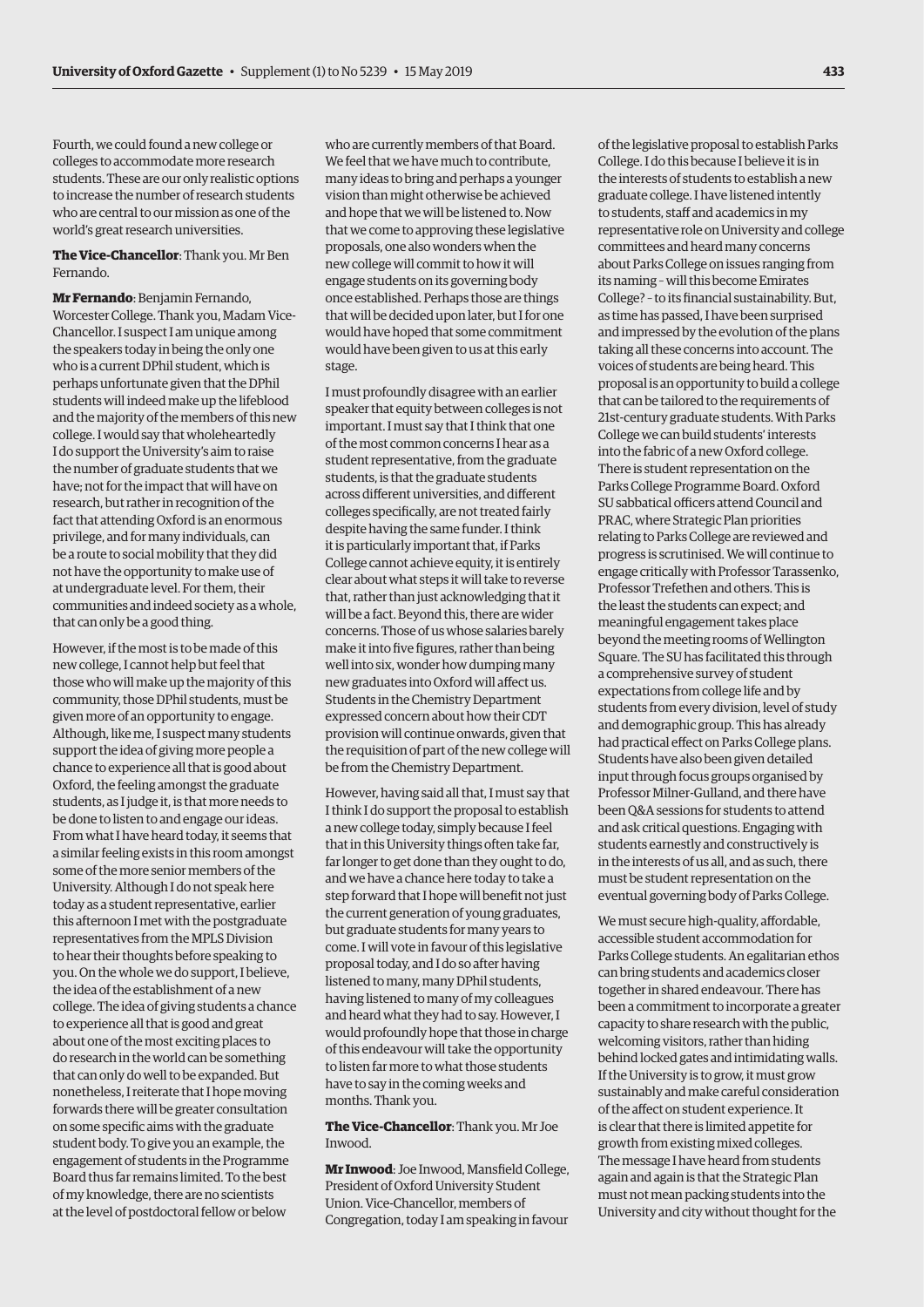Fourth, we could found a new college or colleges to accommodate more research students. These are our only realistic options to increase the number of research students who are central to our mission as one of the world's great research universities.

**The Vice-Chancellor**: Thank you. Mr Ben Fernando.

**Mr Fernando**: Benjamin Fernando, Worcester College. Thank you, Madam Vice-Chancellor. I suspect I am unique among the speakers today in being the only one who is a current DPhil student, which is perhaps unfortunate given that the DPhil students will indeed make up the lifeblood and the majority of the members of this new college. I would say that wholeheartedly I do support the University's aim to raise the number of graduate students that we have; not for the impact that will have on research, but rather in recognition of the fact that attending Oxford is an enormous privilege, and for many individuals, can be a route to social mobility that they did not have the opportunity to make use of at undergraduate level. For them, their communities and indeed society as a whole, that can only be a good thing.

However, if the most is to be made of this new college, I cannot help but feel that those who will make up the majority of this community, those DPhil students, must be given more of an opportunity to engage. Although, like me, I suspect many students support the idea of giving more people a chance to experience all that is good about Oxford, the feeling amongst the graduate students, as I judge it, is that more needs to be done to listen to and engage our ideas. From what I have heard today, it seems that a similar feeling exists in this room amongst some of the more senior members of the University. Although I do not speak here today as a student representative, earlier this afternoon I met with the postgraduate representatives from the MPLS Division to hear their thoughts before speaking to you. On the whole we do support, I believe, the idea of the establishment of a new college. The idea of giving students a chance to experience all that is good and great about one of the most exciting places to do research in the world can be something that can only do well to be expanded. But nonetheless, I reiterate that I hope moving forwards there will be greater consultation on some specific aims with the graduate student body. To give you an example, the engagement of students in the Programme Board thus far remains limited. To the best of my knowledge, there are no scientists at the level of postdoctoral fellow or below who are currently members of that Board. We feel that we have much to contribute, many ideas to bring and perhaps a younger vision than might otherwise be achieved and hope that we will be listened to. Now that we come to approving these legislative proposals, one also wonders when the new college will commit to how it will engage students on its governing body once established. Perhaps those are things that will be decided upon later, but I for one would have hoped that some commitment would have been given to us at this early stage.

I must profoundly disagree with an earlier speaker that equity between colleges is not important. I must say that I think that one of the most common concerns I hear as a student representative, from the graduate students, is that the graduate students across different universities, and different colleges specifically, are not treated fairly despite having the same funder. I think it is particularly important that, if Parks College cannot achieve equity, it is entirely clear about what steps it will take to reverse that, rather than just acknowledging that it will be a fact. Beyond this, there are wider concerns. Those of us whose salaries barely make it into five figures, rather than being well into six, wonder how dumping many new graduates into Oxford will affect us. Students in the Chemistry Department expressed concern about how their CDT provision will continue onwards, given that the requisition of part of the new college will be from the Chemistry Department.

However, having said all that, I must say that I think I do support the proposal to establish a new college today, simply because I feel that in this University things often take far, far longer to get done than they ought to do, and we have a chance here today to take a step forward that I hope will benefit not just the current generation of young graduates, but graduate students for many years to come. I will vote in favour of this legislative proposal today, and I do so after having listened to many, many DPhil students, having listened to many of my colleagues and heard what they had to say. However, I would profoundly hope that those in charge of this endeavour will take the opportunity to listen far more to what those students have to say in the coming weeks and months. Thank you.

**The Vice-Chancellor**: Thank you. Mr Joe Inwood.

**Mr Inwood**: Joe Inwood, Mansfield College, President of Oxford University Student Union. Vice-Chancellor, members of Congregation, today I am speaking in favour of the legislative proposal to establish Parks College. I do this because I believe it is in the interests of students to establish a new graduate college. I have listened intently to students, staff and academics in my representative role on University and college committees and heard many concerns about Parks College on issues ranging from its naming – will this become Emirates College? – to its financial sustainability. But, as time has passed, I have been surprised and impressed by the evolution of the plans taking all these concerns into account. The voices of students are being heard. This proposal is an opportunity to build a college that can be tailored to the requirements of 21st-century graduate students. With Parks College we can build students' interests into the fabric of a new Oxford college. There is student representation on the Parks College Programme Board. Oxford SU sabbatical officers attend Council and PRAC, where Strategic Plan priorities relating to Parks College are reviewed and progress is scrutinised. We will continue to engage critically with Professor Tarassenko, Professor Trefethen and others. This is the least the students can expect; and meaningful engagement takes place beyond the meeting rooms of Wellington Square. The SU has facilitated this through a comprehensive survey of student expectations from college life and by students from every division, level of study and demographic group. This has already had practical effect on Parks College plans. Students have also been given detailed input through focus groups organised by Professor Milner-Gulland, and there have been Q&A sessions for students to attend and ask critical questions. Engaging with students earnestly and constructively is in the interests of us all, and as such, there must be student representation on the eventual governing body of Parks College.

We must secure high-quality, affordable, accessible student accommodation for Parks College students. An egalitarian ethos can bring students and academics closer together in shared endeavour. There has been a commitment to incorporate a greater capacity to share research with the public, welcoming visitors, rather than hiding behind locked gates and intimidating walls. If the University is to grow, it must grow sustainably and make careful consideration of the affect on student experience. It is clear that there is limited appetite for growth from existing mixed colleges. The message I have heard from students again and again is that the Strategic Plan must not mean packing students into the University and city without thought for the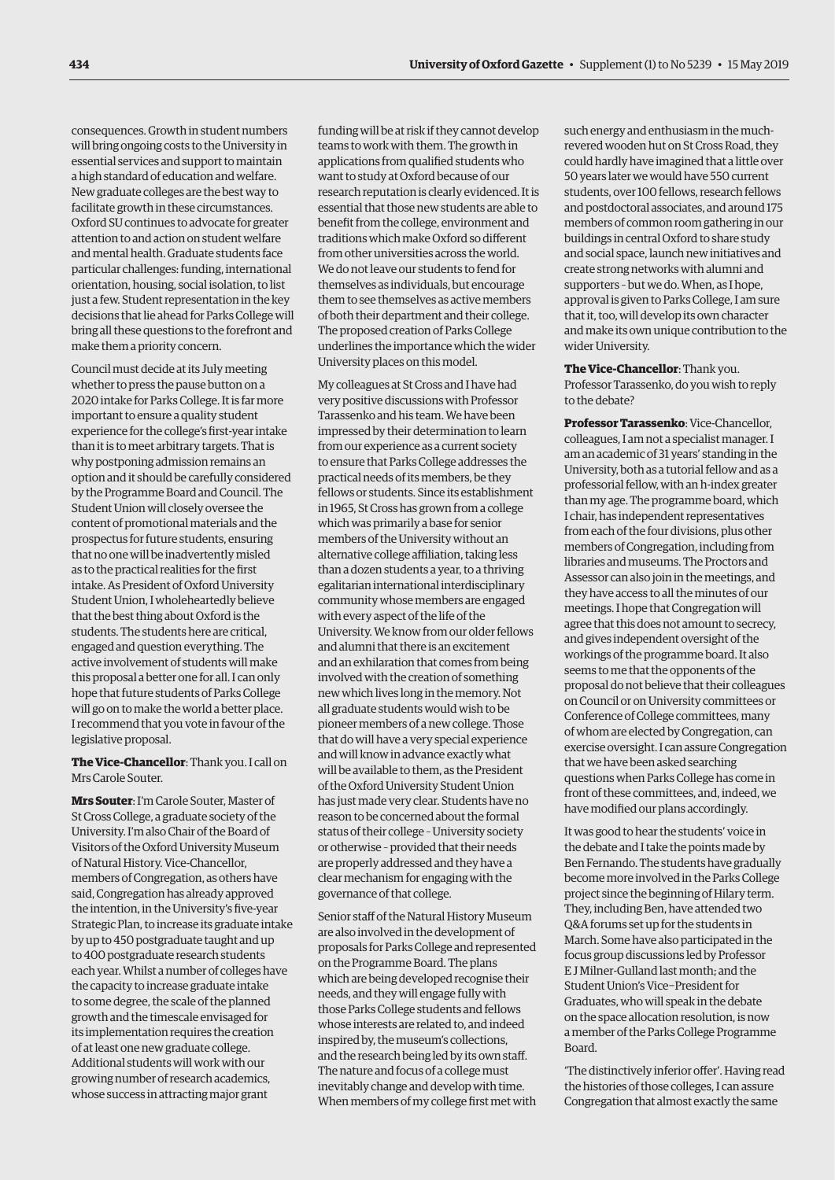consequences. Growth in student numbers will bring ongoing costs to the University in essential services and support to maintain a high standard of education and welfare. New graduate colleges are the best way to facilitate growth in these circumstances. Oxford SU continues to advocate for greater attention to and action on student welfare and mental health. Graduate students face particular challenges: funding, international orientation, housing, social isolation, to list just a few. Student representation in the key decisions that lie ahead for Parks College will bring all these questions to the forefront and make them a priority concern.

Council must decide at its July meeting whether to press the pause button on a 2020 intake for Parks College. It is far more important to ensure a quality student experience for the college's first-year intake than it is to meet arbitrary targets. That is why postponing admission remains an option and it should be carefully considered by the Programme Board and Council. The Student Union will closely oversee the content of promotional materials and the prospectus for future students, ensuring that no one will be inadvertently misled as to the practical realities for the first intake. As President of Oxford University Student Union, I wholeheartedly believe that the best thing about Oxford is the students. The students here are critical, engaged and question everything. The active involvement of students will make this proposal a better one for all. I can only hope that future students of Parks College will go on to make the world a better place. I recommend that you vote in favour of the legislative proposal.

**The Vice-Chancellor**: Thank you. I call on Mrs Carole Souter.

**Mrs Souter**: I'm Carole Souter, Master of St Cross College, a graduate society of the University. I'm also Chair of the Board of Visitors of the Oxford University Museum of Natural History. Vice-Chancellor, members of Congregation, as others have said, Congregation has already approved the intention, in the University's five-year Strategic Plan, to increase its graduate intake by up to 450 postgraduate taught and up to 400 postgraduate research students each year. Whilst a number of colleges have the capacity to increase graduate intake to some degree, the scale of the planned growth and the timescale envisaged for its implementation requires the creation of at least one new graduate college. Additional students will work with our growing number of research academics, whose success in attracting major grant funding will be at risk if they cannot develop teams to work with them. The growth in applications from qualified students who want to study at Oxford because of our research reputation is clearly evidenced. It is essential that those new students are able to benefit from the college, environment and traditions which make Oxford so different from other universities across the world. We do not leave our students to fend for themselves as individuals, but encourage them to see themselves as active members of both their department and their college. The proposed creation of Parks College underlines the importance which the wider University places on this model.

My colleagues at St Cross and I have had very positive discussions with Professor Tarassenko and his team. We have been impressed by their determination to learn from our experience as a current society to ensure that Parks College addresses the practical needs of its members, be they fellows or students. Since its establishment in 1965, St Cross has grown from a college which was primarily a base for senior members of the University without an alternative college affiliation, taking less than a dozen students a year, to a thriving egalitarian international interdisciplinary community whose members are engaged with every aspect of the life of the University. We know from our older fellows and alumni that there is an excitement and an exhilaration that comes from being involved with the creation of something new which lives long in the memory. Not all graduate students would wish to be pioneer members of a new college. Those that do will have a very special experience and will know in advance exactly what will be available to them, as the President of the Oxford University Student Union has just made very clear. Students have no reason to be concerned about the formal status of their college – University society or otherwise – provided that their needs are properly addressed and they have a clear mechanism for engaging with the governance of that college.

Senior staff of the Natural History Museum are also involved in the development of proposals for Parks College and represented on the Programme Board. The plans which are being developed recognise their needs, and they will engage fully with those Parks College students and fellows whose interests are related to, and indeed inspired by, the museum's collections, and the research being led by its own staff. The nature and focus of a college must inevitably change and develop with time. When members of my college first met with such energy and enthusiasm in the much-revered wooden hut on St Cross Road, they could hardly have imagined that a little over 50 years later we would have 550 current students, over 100 fellows, research fellows and postdoctoral associates, and around 175 members of common room gathering in our buildings in central Oxford to share study and social space, launch new initiatives and create strong networks with alumni and supporters – but we do. When, as I hope, approval is given to Parks College, I am sure that it, too, will develop its own character and make its own unique contribution to the wider University.

**The Vice-Chancellor**: Thank you. Professor Tarassenko, do you wish to reply to the debate?

**Professor Tarassenko**: Vice-Chancellor, colleagues, I am not a specialist manager. I am an academic of 31 years' standing in the University, both as a tutorial fellow and as a professorial fellow, with an h-index greater than my age. The programme board, which I chair, has independent representatives from each of the four divisions, plus other members of Congregation, including from libraries and museums. The Proctors and Assessor can also join in the meetings, and they have access to all the minutes of our meetings. I hope that Congregation will agree that this does not amount to secrecy, and gives independent oversight of the workings of the programme board. It also seems to me that the opponents of the proposal do not believe that their colleagues on Council or on University committees or Conference of College committees, many of whom are elected by Congregation, can exercise oversight. I can assure Congregation that we have been asked searching questions when Parks College has come in front of these committees, and, indeed, we have modified our plans accordingly.

It was good to hear the students' voice in the debate and I take the points made by Ben Fernando. The students have gradually become more involved in the Parks College project since the beginning of Hilary term. They, including Ben, have attended two Q&A forums set up for the students in March. Some have also participated in the focus group discussions led by Professor E J Milner-Gulland last month; and the Student Union's Vice–President for Graduates, who will speak in the debate on the space allocation resolution, is now a member of the Parks College Programme Board.

'The distinctively inferior offer'. Having read the histories of those colleges, I can assure Congregation that almost exactly the same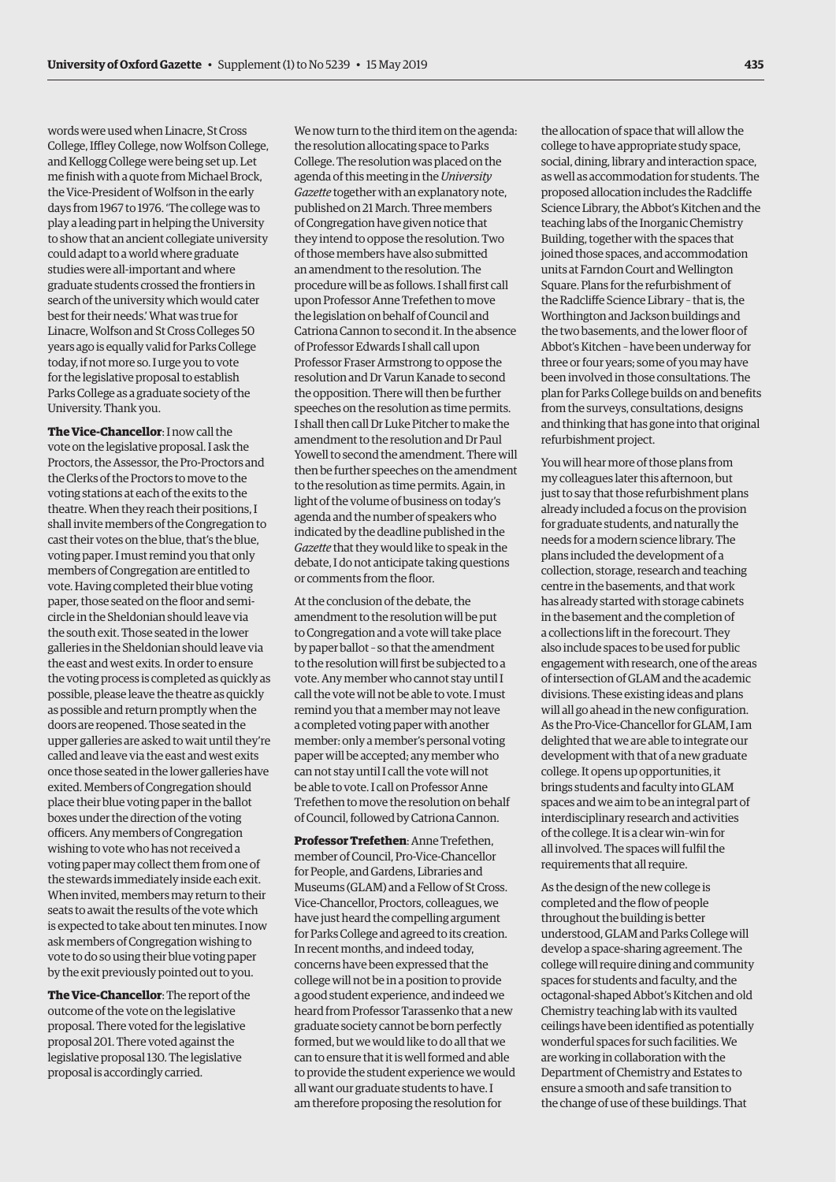words were used when Linacre, St Cross College, Iffley College, now Wolfson College, and Kellogg College were being set up. Let me finish with a quote from Michael Brock, the Vice-President of Wolfson in the early days from 1967 to 1976. 'The college was to play a leading part in helping the University to show that an ancient collegiate university could adapt to a world where graduate studies were all-important and where graduate students crossed the frontiers in search of the university which would cater best for their needs.' What was true for Linacre, Wolfson and St Cross Colleges 50 years ago is equally valid for Parks College today, if not more so. I urge you to vote for the legislative proposal to establish Parks College as a graduate society of the University. Thank you.

**The Vice-Chancellor**: I now call the vote on the legislative proposal. I ask the Proctors, the Assessor, the Pro-Proctors and the Clerks of the Proctors to move to the voting stations at each of the exits to the theatre. When they reach their positions, I shall invite members of the Congregation to cast their votes on the blue, that's the blue, voting paper. I must remind you that only members of Congregation are entitled to vote. Having completed their blue voting paper, those seated on the floor and semi-circle in the Sheldonian should leave via the south exit. Those seated in the lower galleries in the Sheldonian should leave via the east and west exits. In order to ensure the voting process is completed as quickly as possible, please leave the theatre as quickly as possible and return promptly when the doors are reopened. Those seated in the upper galleries are asked to wait until they're called and leave via the east and west exits once those seated in the lower galleries have exited. Members of Congregation should place their blue voting paper in the ballot boxes under the direction of the voting officers. Any members of Congregation wishing to vote who has not received a voting paper may collect them from one of the stewards immediately inside each exit. When invited, members may return to their seats to await the results of the vote which is expected to take about ten minutes. I now ask members of Congregation wishing to vote to do so using their blue voting paper by the exit previously pointed out to you.

**The Vice-Chancellor**: The report of the outcome of the vote on the legislative proposal. There voted for the legislative proposal 201. There voted against the legislative proposal 130. The legislative proposal is accordingly carried.

We now turn to the third item on the agenda: the resolution allocating space to Parks College. The resolution was placed on the agenda of this meeting in the *University Gazette* together with an explanatory note, published on 21 March. Three members of Congregation have given notice that they intend to oppose the resolution. Two of those members have also submitted an amendment to the resolution. The procedure will be as follows. I shall first call upon Professor Anne Trefethen to move the legislation on behalf of Council and Catriona Cannon to second it. In the absence of Professor Edwards I shall call upon Professor Fraser Armstrong to oppose the resolution and Dr Varun Kanade to second the opposition. There will then be further speeches on the resolution as time permits. I shall then call Dr Luke Pitcher to make the amendment to the resolution and Dr Paul Yowell to second the amendment. There will then be further speeches on the amendment to the resolution as time permits. Again, in light of the volume of business on today's agenda and the number of speakers who indicated by the deadline published in the *Gazette* that they would like to speak in the debate, I do not anticipate taking questions or comments from the floor.

At the conclusion of the debate, the amendment to the resolution will be put to Congregation and a vote will take place by paper ballot – so that the amendment to the resolution will first be subjected to a vote. Any member who cannot stay until I call the vote will not be able to vote. I must remind you that a member may not leave a completed voting paper with another member: only a member's personal voting paper will be accepted; any member who can not stay until I call the vote will not be able to vote. I call on Professor Anne Trefethen to move the resolution on behalf of Council, followed by Catriona Cannon.

**Professor Trefethen**: Anne Trefethen, member of Council, Pro-Vice-Chancellor for People, and Gardens, Libraries and Museums (GLAM) and a Fellow of St Cross. Vice-Chancellor, Proctors, colleagues, we have just heard the compelling argument for Parks College and agreed to its creation. In recent months, and indeed today, concerns have been expressed that the college will not be in a position to provide a good student experience, and indeed we heard from Professor Tarassenko that a new graduate society cannot be born perfectly formed, but we would like to do all that we can to ensure that it is well formed and able to provide the student experience we would all want our graduate students to have. I am therefore proposing the resolution for the allocation of space that will allow the college to have appropriate study space, social, dining, library and interaction space, as well as accommodation for students. The proposed allocation includes the Radcliffe Science Library, the Abbot's Kitchen and the teaching labs of the Inorganic Chemistry Building, together with the spaces that joined those spaces, and accommodation units at Farndon Court and Wellington Square. Plans for the refurbishment of the Radcliffe Science Library – that is, the Worthington and Jackson buildings and the two basements, and the lower floor of Abbot's Kitchen – have been underway for three or four years; some of you may have been involved in those consultations. The plan for Parks College builds on and benefits from the surveys, consultations, designs and thinking that has gone into that original refurbishment project.

You will hear more of those plans from my colleagues later this afternoon, but just to say that those refurbishment plans already included a focus on the provision for graduate students, and naturally the needs for a modern science library. The plans included the development of a collection, storage, research and teaching centre in the basements, and that work has already started with storage cabinets in the basement and the completion of a collections lift in the forecourt. They also include spaces to be used for public engagement with research, one of the areas of intersection of GLAM and the academic divisions. These existing ideas and plans will all go ahead in the new configuration. As the Pro-Vice-Chancellor for GLAM, I am delighted that we are able to integrate our development with that of a new graduate college. It opens up opportunities, it brings students and faculty into GLAM spaces and we aim to be an integral part of interdisciplinary research and activities of the college. It is a clear win-win for all involved. The spaces will fulfil the requirements that all require.

As the design of the new college is completed and the flow of people throughout the building is better understood, GLAM and Parks College will develop a space-sharing agreement. The college will require dining and community spaces for students and faculty, and the octagonal-shaped Abbot's Kitchen and old Chemistry teaching lab with its vaulted ceilings have been identified as potentially wonderful spaces for such facilities. We are working in collaboration with the Department of Chemistry and Estates to ensure a smooth and safe transition to the change of use of these buildings. That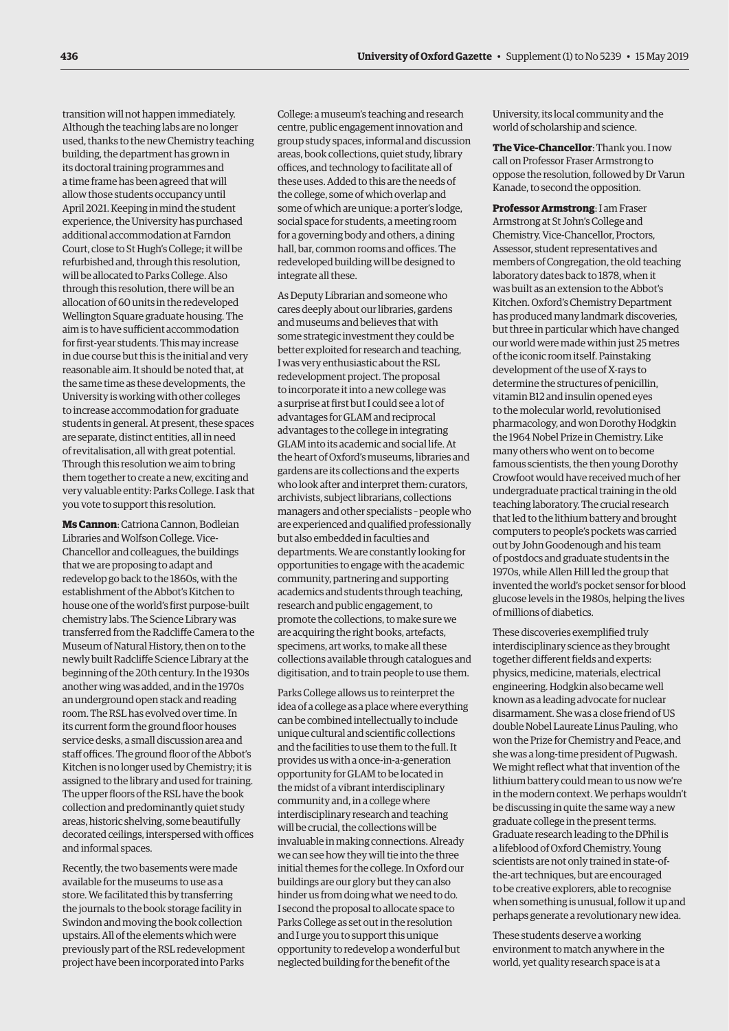transition will not happen immediately. Although the teaching labs are no longer used, thanks to the new Chemistry teaching building, the department has grown in its doctoral training programmes and a time frame has been agreed that will allow those students occupancy until April 2021. Keeping in mind the student experience, the University has purchased additional accommodation at Farndon Court, close to St Hugh's College; it will be refurbished and, through this resolution, will be allocated to Parks College. Also through this resolution, there will be an allocation of 60 units in the redeveloped Wellington Square graduate housing. The aim is to have sufficient accommodation for first-year students. This may increase in due course but this is the initial and very reasonable aim. It should be noted that, at the same time as these developments, the University is working with other colleges to increase accommodation for graduate students in general. At present, these spaces are separate, distinct entities, all in need of revitalisation, all with great potential. Through this resolution we aim to bring them together to create a new, exciting and very valuable entity: Parks College. I ask that you vote to support this resolution.

**Ms Cannon**: Catriona Cannon, Bodleian Libraries and Wolfson College. Vice-Chancellor and colleagues, the buildings that we are proposing to adapt and redevelop go back to the 1860s, with the establishment of the Abbot's Kitchen to house one of the world's first purpose-built chemistry labs. The Science Library was transferred from the Radcliffe Camera to the Museum of Natural History, then on to the newly built Radcliffe Science Library at the beginning of the 20th century. In the 1930s another wing was added, and in the 1970s an underground open stack and reading room. The RSL has evolved over time. In its current form the ground floor houses service desks, a small discussion area and staff offices. The ground floor of the Abbot's Kitchen is no longer used by Chemistry; it is assigned to the library and used for training. The upper floors of the RSL have the book collection and predominantly quiet study areas, historic shelving, some beautifully decorated ceilings, interspersed with offices and informal spaces.

Recently, the two basements were made available for the museums to use as a store. We facilitated this by transferring the journals to the book storage facility in Swindon and moving the book collection upstairs. All of the elements which were previously part of the RSL redevelopment project have been incorporated into Parks College: a museum's teaching and research centre, public engagement innovation and group study spaces, informal and discussion areas, book collections, quiet study, library offices, and technology to facilitate all of these uses. Added to this are the needs of the college, some of which overlap and some of which are unique: a porter's lodge, social space for students, a meeting room for a governing body and others, a dining hall, bar, common rooms and offices. The redeveloped building will be designed to integrate all these.

As Deputy Librarian and someone who cares deeply about our libraries, gardens and museums and believes that with some strategic investment they could be better exploited for research and teaching, I was very enthusiastic about the RSL redevelopment project. The proposal to incorporate it into a new college was a surprise at first but I could see a lot of advantages for GLAM and reciprocal advantages to the college in integrating GLAM into its academic and social life. At the heart of Oxford's museums, libraries and gardens are its collections and the experts who look after and interpret them: curators, archivists, subject librarians, collections managers and other specialists – people who are experienced and qualified professionally but also embedded in faculties and departments. We are constantly looking for opportunities to engage with the academic community, partnering and supporting academics and students through teaching, research and public engagement, to promote the collections, to make sure we are acquiring the right books, artefacts, specimens, art works, to make all these collections available through catalogues and digitisation, and to train people to use them.

Parks College allows us to reinterpret the idea of a college as a place where everything can be combined intellectually to include unique cultural and scientific collections and the facilities to use them to the full. It provides us with a once-in-a-generation opportunity for GLAM to be located in the midst of a vibrant interdisciplinary community and, in a college where interdisciplinary research and teaching will be crucial, the collections will be invaluable in making connections. Already we can see how they will tie into the three initial themes for the college. In Oxford our buildings are our glory but they can also hinder us from doing what we need to do. I second the proposal to allocate space to Parks College as set out in the resolution and I urge you to support this unique opportunity to redevelop a wonderful but neglected building for the benefit of the University, its local community and the world of scholarship and science.

**The Vice-Chancellor**: Thank you. I now call on Professor Fraser Armstrong to oppose the resolution, followed by Dr Varun Kanade, to second the opposition.

**Professor Armstrong**: I am Fraser Armstrong at St John's College and Chemistry. Vice-Chancellor, Proctors, Assessor, student representatives and members of Congregation, the old teaching laboratory dates back to 1878, when it was built as an extension to the Abbot's Kitchen. Oxford's Chemistry Department has produced many landmark discoveries, but three in particular which have changed our world were made within just 25 metres of the iconic room itself. Painstaking development of the use of X-rays to determine the structures of penicillin, vitamin B12 and insulin opened eyes to the molecular world, revolutionised pharmacology, and won Dorothy Hodgkin the 1964 Nobel Prize in Chemistry. Like many others who went on to become famous scientists, the then young Dorothy Crowfoot would have received much of her undergraduate practical training in the old teaching laboratory. The crucial research that led to the lithium battery and brought computers to people's pockets was carried out by John Goodenough and his team of postdocs and graduate students in the 1970s, while Allen Hill led the group that invented the world's pocket sensor for blood glucose levels in the 1980s, helping the lives of millions of diabetics.

These discoveries exemplified truly interdisciplinary science as they brought together different fields and experts: physics, medicine, materials, electrical engineering. Hodgkin also became well known as a leading advocate for nuclear disarmament. She was a close friend of US double Nobel Laureate Linus Pauling, who won the Prize for Chemistry and Peace, and she was a long-time president of Pugwash. We might reflect what that invention of the lithium battery could mean to us now we're in the modern context. We perhaps wouldn't be discussing in quite the same way a new graduate college in the present terms. Graduate research leading to the DPhil is a lifeblood of Oxford Chemistry. Young scientists are not only trained in state-of-the-art techniques, but are encouraged to be creative explorers, able to recognise when something is unusual, follow it up and perhaps generate a revolutionary new idea.

These students deserve a working environment to match anywhere in the world, yet quality research space is at a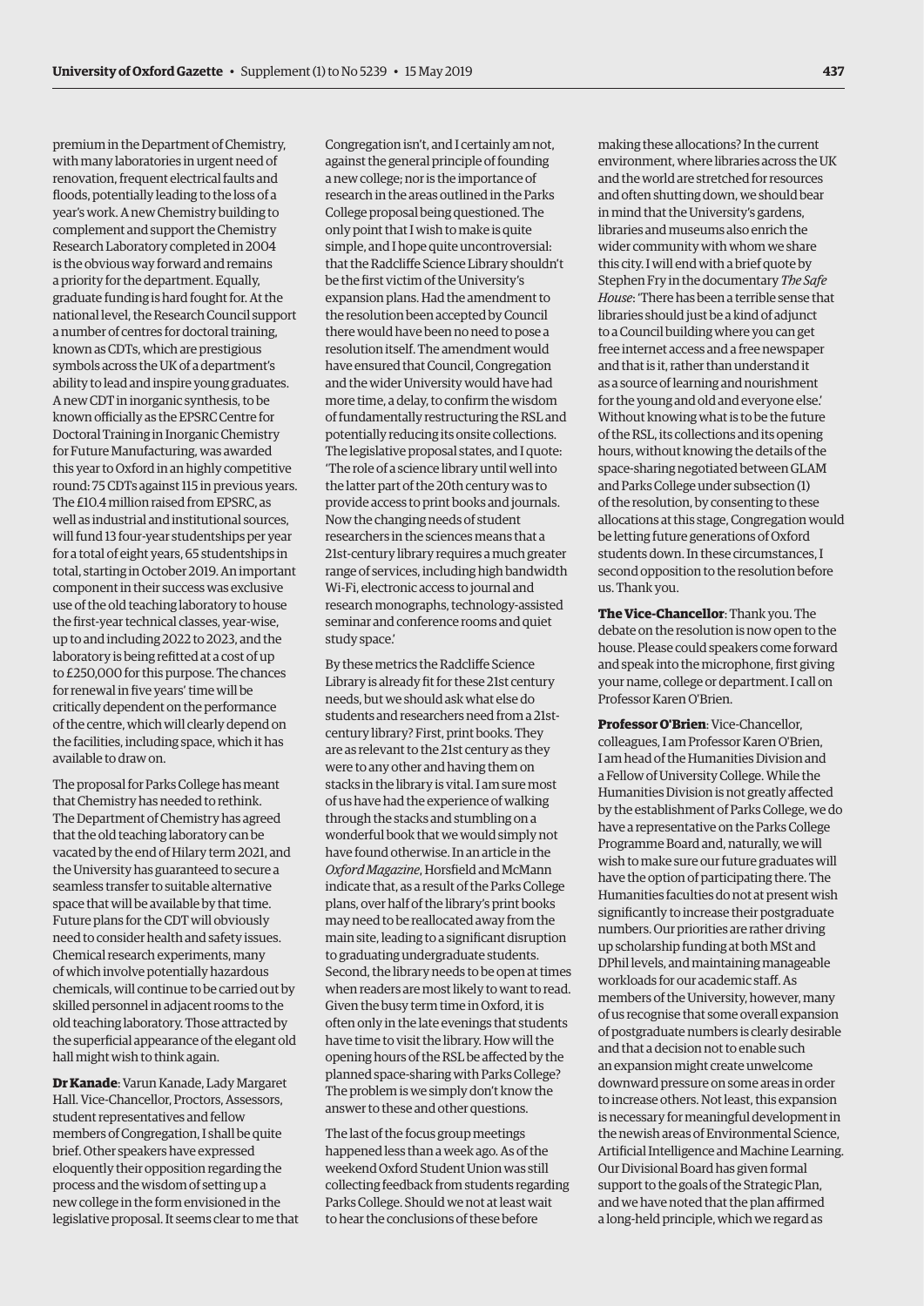premium in the Department of Chemistry, with many laboratories in urgent need of renovation, frequent electrical faults and floods, potentially leading to the loss of a year's work. A new Chemistry building to complement and support the Chemistry Research Laboratory completed in 2004 is the obvious way forward and remains a priority for the department. Equally, graduate funding is hard fought for. At the national level, the Research Council support a number of centres for doctoral training, known as CDTs, which are prestigious symbols across the UK of a department's ability to lead and inspire young graduates. A new CDT in inorganic synthesis, to be known officially as the EPSRC Centre for Doctoral Training in Inorganic Chemistry for Future Manufacturing, was awarded this year to Oxford in an highly competitive round: 75 CDTs against 115 in previous years. The £10.4 million raised from EPSRC, as well as industrial and institutional sources, will fund 13 four-year studentships per year for a total of eight years, 65 studentships in total, starting in October 2019. An important component in their success was exclusive use of the old teaching laboratory to house the first-year technical classes, year-wise, up to and including 2022 to 2023, and the laboratory is being refitted at a cost of up to £250,000 for this purpose. The chances for renewal in five years' time will be critically dependent on the performance of the centre, which will clearly depend on the facilities, including space, which it has available to draw on.

The proposal for Parks College has meant that Chemistry has needed to rethink. The Department of Chemistry has agreed that the old teaching laboratory can be vacated by the end of Hilary term 2021, and the University has guaranteed to secure a seamless transfer to suitable alternative space that will be available by that time. Future plans for the CDT will obviously need to consider health and safety issues. Chemical research experiments, many of which involve potentially hazardous chemicals, will continue to be carried out by skilled personnel in adjacent rooms to the old teaching laboratory. Those attracted by the superficial appearance of the elegant old hall might wish to think again.

**Dr Kanade**: Varun Kanade, Lady Margaret Hall. Vice-Chancellor, Proctors, Assessors, student representatives and fellow members of Congregation, I shall be quite brief. Other speakers have expressed eloquently their opposition regarding the process and the wisdom of setting up a new college in the form envisioned in the legislative proposal. It seems clear to me that Congregation isn't, and I certainly am not, against the general principle of founding a new college; nor is the importance of research in the areas outlined in the Parks College proposal being questioned. The only point that I wish to make is quite simple, and I hope quite uncontroversial: that the Radcliffe Science Library shouldn't be the first victim of the University's expansion plans. Had the amendment to the resolution been accepted by Council there would have been no need to pose a resolution itself. The amendment would have ensured that Council, Congregation and the wider University would have had more time, a delay, to confirm the wisdom of fundamentally restructuring the RSL and potentially reducing its onsite collections. The legislative proposal states, and I quote: 'The role of a science library until well into the latter part of the 20th century was to provide access to print books and journals. Now the changing needs of student researchers in the sciences means that a 21st-century library requires a much greater range of services, including high bandwidth Wi-Fi, electronic access to journal and research monographs, technology-assisted seminar and conference rooms and quiet study space.'

By these metrics the Radcliffe Science Library is already fit for these 21st century needs, but we should ask what else do students and researchers need from a 21st-century library? First, print books. They are as relevant to the 21st century as they were to any other and having them on stacks in the library is vital. I am sure most of us have had the experience of walking through the stacks and stumbling on a wonderful book that we would simply not have found otherwise. In an article in the *Oxford Magazine*, Horsfield and McMann indicate that, as a result of the Parks College plans, over half of the library's print books may need to be reallocated away from the main site, leading to a significant disruption to graduating undergraduate students. Second, the library needs to be open at times when readers are most likely to want to read. Given the busy term time in Oxford, it is often only in the late evenings that students have time to visit the library. How will the opening hours of the RSL be affected by the planned space-sharing with Parks College? The problem is we simply don't know the answer to these and other questions.

The last of the focus group meetings happened less than a week ago. As of the weekend Oxford Student Union was still collecting feedback from students regarding Parks College. Should we not at least wait to hear the conclusions of these before making these allocations? In the current environment, where libraries across the UK and the world are stretched for resources and often shutting down, we should bear in mind that the University's gardens, libraries and museums also enrich the wider community with whom we share this city. I will end with a brief quote by Stephen Fry in the documentary *The Safe House*: 'There has been a terrible sense that libraries should just be a kind of adjunct to a Council building where you can get free internet access and a free newspaper and that is it, rather than understand it as a source of learning and nourishment for the young and old and everyone else.' Without knowing what is to be the future of the RSL, its collections and its opening hours, without knowing the details of the space-sharing negotiated between GLAM and Parks College under subsection (1) of the resolution, by consenting to these allocations at this stage, Congregation would be letting future generations of Oxford students down. In these circumstances, I second opposition to the resolution before us. Thank you.

**The Vice-Chancellor**: Thank you. The debate on the resolution is now open to the house. Please could speakers come forward and speak into the microphone, first giving your name, college or department. I call on Professor Karen O'Brien.

**Professor O'Brien**: Vice-Chancellor, colleagues, I am Professor Karen O'Brien, I am head of the Humanities Division and a Fellow of University College. While the Humanities Division is not greatly affected by the establishment of Parks College, we do have a representative on the Parks College Programme Board and, naturally, we will wish to make sure our future graduates will have the option of participating there. The Humanities faculties do not at present wish significantly to increase their postgraduate numbers. Our priorities are rather driving up scholarship funding at both MSt and DPhil levels, and maintaining manageable workloads for our academic staff. As members of the University, however, many of us recognise that some overall expansion of postgraduate numbers is clearly desirable and that a decision not to enable such an expansion might create unwelcome downward pressure on some areas in order to increase others. Not least, this expansion is necessary for meaningful development in the newish areas of Environmental Science, Artificial Intelligence and Machine Learning. Our Divisional Board has given formal support to the goals of the Strategic Plan, and we have noted that the plan affirmed a long-held principle, which we regard as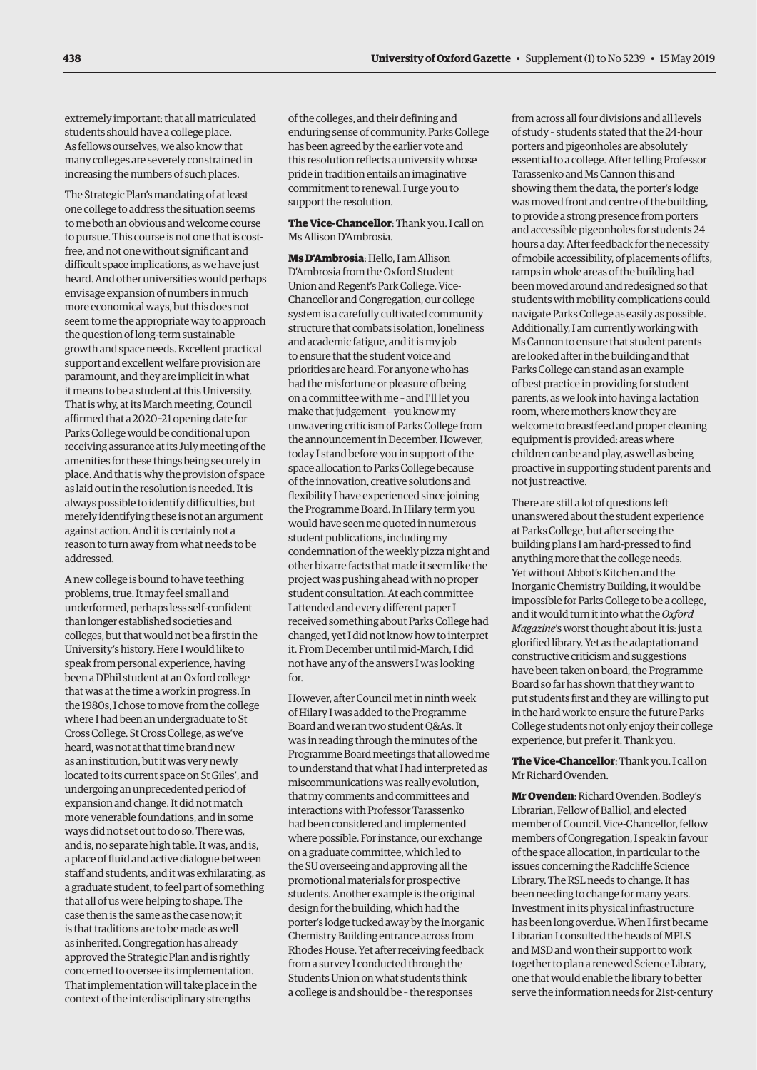extremely important: that all matriculated students should have a college place. As fellows ourselves, we also know that many colleges are severely constrained in increasing the numbers of such places.

The Strategic Plan's mandating of at least one college to address the situation seems to me both an obvious and welcome course to pursue. This course is not one that is cost-free, and not one without significant and difficult space implications, as we have just heard. And other universities would perhaps envisage expansion of numbers in much more economical ways, but this does not seem to me the appropriate way to approach the question of long-term sustainable growth and space needs. Excellent practical support and excellent welfare provision are paramount, and they are implicit in what it means to be a student at this University. That is why, at its March meeting, Council affirmed that a 2020–21 opening date for Parks College would be conditional upon receiving assurance at its July meeting of the amenities for these things being securely in place. And that is why the provision of space as laid out in the resolution is needed. It is always possible to identify difficulties, but merely identifying these is not an argument against action. And it is certainly not a reason to turn away from what needs to be addressed.

A new college is bound to have teething problems, true. It may feel small and underformed, perhaps less self-confident than longer established societies and colleges, but that would not be a first in the University's history. Here I would like to speak from personal experience, having been a DPhil student at an Oxford college that was at the time a work in progress. In the 1980s, I chose to move from the college where I had been an undergraduate to St Cross College. St Cross College, as we've heard, was not at that time brand new as an institution, but it was very newly located to its current space on St Giles', and undergoing an unprecedented period of expansion and change. It did not match more venerable foundations, and in some ways did not set out to do so. There was, and is, no separate high table. It was, and is, a place of fluid and active dialogue between staff and students, and it was exhilarating, as a graduate student, to feel part of something that all of us were helping to shape. The case then is the same as the case now; it is that traditions are to be made as well as inherited. Congregation has already approved the Strategic Plan and is rightly concerned to oversee its implementation. That implementation will take place in the context of the interdisciplinary strengths of the colleges, and their defining and enduring sense of community. Parks College has been agreed by the earlier vote and this resolution reflects a university whose pride in tradition entails an imaginative commitment to renewal. I urge you to support the resolution.

**The Vice-Chancellor**: Thank you. I call on Ms Allison D'Ambrosia.

**Ms D'Ambrosia**: Hello, I am Allison D'Ambrosia from the Oxford Student Union and Regent's Park College. Vice-Chancellor and Congregation, our college system is a carefully cultivated community structure that combats isolation, loneliness and academic fatigue, and it is my job to ensure that the student voice and priorities are heard. For anyone who has had the misfortune or pleasure of being on a committee with me – and I'll let you make that judgement – you know my unwavering criticism of Parks College from the announcement in December. However, today I stand before you in support of the space allocation to Parks College because of the innovation, creative solutions and flexibility I have experienced since joining the Programme Board. In Hilary term you would have seen me quoted in numerous student publications, including my condemnation of the weekly pizza night and other bizarre facts that made it seem like the project was pushing ahead with no proper student consultation. At each committee I attended and every different paper I received something about Parks College had changed, yet I did not know how to interpret it. From December until mid-March, I did not have any of the answers I was looking for.

However, after Council met in ninth week of Hilary I was added to the Programme Board and we ran two student Q&As. It was in reading through the minutes of the Programme Board meetings that allowed me to understand that what I had interpreted as miscommunications was really evolution, that my comments and committees and interactions with Professor Tarassenko had been considered and implemented where possible. For instance, our exchange on a graduate committee, which led to the SU overseeing and approving all the promotional materials for prospective students. Another example is the original design for the building, which had the porter's lodge tucked away by the Inorganic Chemistry Building entrance across from Rhodes House. Yet after receiving feedback from a survey I conducted through the Students Union on what students think a college is and should be – the responses from across all four divisions and all levels of study – students stated that the 24-hour porters and pigeonholes are absolutely essential to a college. After telling Professor Tarassenko and Ms Cannon this and showing them the data, the porter's lodge was moved front and centre of the building, to provide a strong presence from porters and accessible pigeonholes for students 24 hours a day. After feedback for the necessity of mobile accessibility, of placements of lifts, ramps in whole areas of the building had been moved around and redesigned so that students with mobility complications could navigate Parks College as easily as possible. Additionally, I am currently working with Ms Cannon to ensure that student parents are looked after in the building and that Parks College can stand as an example of best practice in providing for student parents, as we look into having a lactation room, where mothers know they are welcome to breastfeed and proper cleaning equipment is provided: areas where children can be and play, as well as being proactive in supporting student parents and not just reactive.

There are still a lot of questions left unanswered about the student experience at Parks College, but after seeing the building plans I am hard-pressed to find anything more that the college needs. Yet without Abbot's Kitchen and the Inorganic Chemistry Building, it would be impossible for Parks College to be a college, and it would turn it into what the *Oxford Magazine*'s worst thought about it is: just a glorified library. Yet as the adaptation and constructive criticism and suggestions have been taken on board, the Programme Board so far has shown that they want to put students first and they are willing to put in the hard work to ensure the future Parks College students not only enjoy their college experience, but prefer it. Thank you.

**The Vice-Chancellor**: Thank you. I call on Mr Richard Ovenden.

**Mr Ovenden**: Richard Ovenden, Bodley's Librarian, Fellow of Balliol, and elected member of Council. Vice-Chancellor, fellow members of Congregation, I speak in favour of the space allocation, in particular to the issues concerning the Radcliffe Science Library. The RSL needs to change. It has been needing to change for many years. Investment in its physical infrastructure has been long overdue. When I first became Librarian I consulted the heads of MPLS and MSD and won their support to work together to plan a renewed Science Library, one that would enable the library to better serve the information needs for 21st-century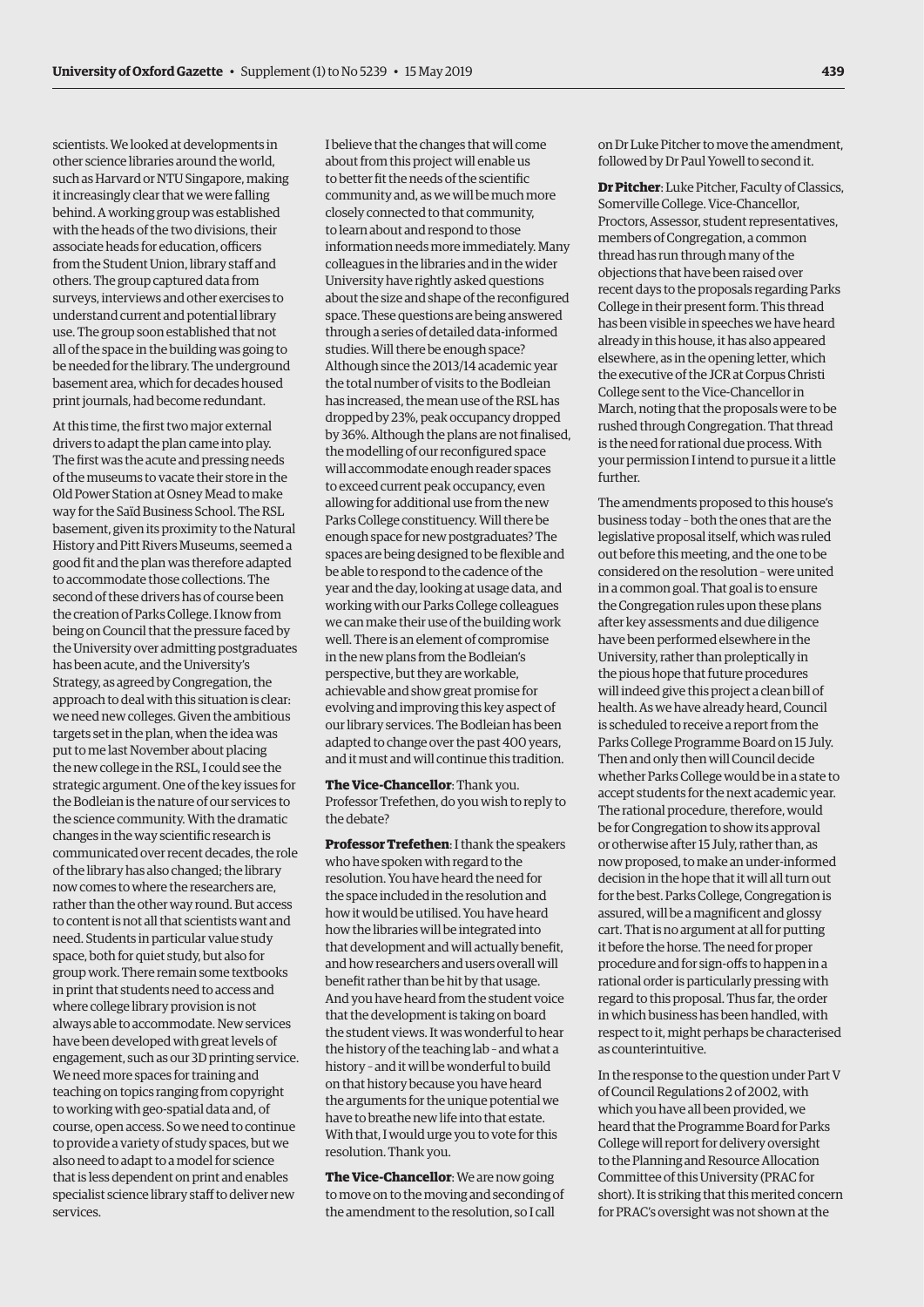scientists. We looked at developments in other science libraries around the world, such as Harvard or NTU Singapore, making it increasingly clear that we were falling behind. A working group was established with the heads of the two divisions, their associate heads for education, officers from the Student Union, library staff and others. The group captured data from surveys, interviews and other exercises to understand current and potential library use. The group soon established that not all of the space in the building was going to be needed for the library. The underground basement area, which for decades housed print journals, had become redundant.

At this time, the first two major external drivers to adapt the plan came into play. The first was the acute and pressing needs of the museums to vacate their store in the Old Power Station at Osney Mead to make way for the Saïd Business School. The RSL basement, given its proximity to the Natural History and Pitt Rivers Museums, seemed a good fit and the plan was therefore adapted to accommodate those collections. The second of these drivers has of course been the creation of Parks College. I know from being on Council that the pressure faced by the University over admitting postgraduates has been acute, and the University's Strategy, as agreed by Congregation, the approach to deal with this situation is clear: we need new colleges. Given the ambitious targets set in the plan, when the idea was put to me last November about placing the new college in the RSL, I could see the strategic argument. One of the key issues for the Bodleian is the nature of our services to the science community. With the dramatic changes in the way scientific research is communicated over recent decades, the role of the library has also changed; the library now comes to where the researchers are, rather than the other way round. But access to content is not all that scientists want and need. Students in particular value study space, both for quiet study, but also for group work. There remain some textbooks in print that students need to access and where college library provision is not always able to accommodate. New services have been developed with great levels of engagement, such as our 3D printing service. We need more spaces for training and teaching on topics ranging from copyright to working with geo-spatial data and, of course, open access. So we need to continue to provide a variety of study spaces, but we also need to adapt to a model for science that is less dependent on print and enables specialist science library staff to deliver new services.

I believe that the changes that will come about from this project will enable us to better fit the needs of the scientific community and, as we will be much more closely connected to that community, to learn about and respond to those information needs more immediately. Many colleagues in the libraries and in the wider University have rightly asked questions about the size and shape of the reconfigured space. These questions are being answered through a series of detailed data-informed studies. Will there be enough space? Although since the 2013/14 academic year the total number of visits to the Bodleian has increased, the mean use of the RSL has dropped by 23%, peak occupancy dropped by 36%. Although the plans are not finalised, the modelling of our reconfigured space will accommodate enough reader spaces to exceed current peak occupancy, even allowing for additional use from the new Parks College constituency. Will there be enough space for new postgraduates? The spaces are being designed to be flexible and be able to respond to the cadence of the year and the day, looking at usage data, and working with our Parks College colleagues we can make their use of the building work well. There is an element of compromise in the new plans from the Bodleian's perspective, but they are workable, achievable and show great promise for evolving and improving this key aspect of our library services. The Bodleian has been adapted to change over the past 400 years, and it must and will continue this tradition.

**The Vice-Chancellor**: Thank you. Professor Trefethen, do you wish to reply to the debate?

**Professor Trefethen**: I thank the speakers who have spoken with regard to the resolution. You have heard the need for the space included in the resolution and how it would be utilised. You have heard how the libraries will be integrated into that development and will actually benefit, and how researchers and users overall will benefit rather than be hit by that usage. And you have heard from the student voice that the development is taking on board the student views. It was wonderful to hear the history of the teaching lab – and what a history – and it will be wonderful to build on that history because you have heard the arguments for the unique potential we have to breathe new life into that estate. With that, I would urge you to vote for this resolution. Thank you.

**The Vice-Chancellor**: We are now going to move on to the moving and seconding of the amendment to the resolution, so I call on Dr Luke Pitcher to move the amendment, followed by Dr Paul Yowell to second it.

**Dr Pitcher**: Luke Pitcher, Faculty of Classics, Somerville College. Vice-Chancellor, Proctors, Assessor, student representatives, members of Congregation, a common thread has run through many of the objections that have been raised over recent days to the proposals regarding Parks College in their present form. This thread has been visible in speeches we have heard already in this house, it has also appeared elsewhere, as in the opening letter, which the executive of the JCR at Corpus Christi College sent to the Vice-Chancellor in March, noting that the proposals were to be rushed through Congregation. That thread is the need for rational due process. With your permission I intend to pursue it a little further.

The amendments proposed to this house's business today – both the ones that are the legislative proposal itself, which was ruled out before this meeting, and the one to be considered on the resolution – were united in a common goal. That goal is to ensure the Congregation rules upon these plans after key assessments and due diligence have been performed elsewhere in the University, rather than proleptically in the pious hope that future procedures will indeed give this project a clean bill of health. As we have already heard, Council is scheduled to receive a report from the Parks College Programme Board on 15 July. Then and only then will Council decide whether Parks College would be in a state to accept students for the next academic year. The rational procedure, therefore, would be for Congregation to show its approval or otherwise after 15 July, rather than, as now proposed, to make an under-informed decision in the hope that it will all turn out for the best. Parks College, Congregation is assured, will be a magnificent and glossy cart. That is no argument at all for putting it before the horse. The need for proper procedure and for sign-offs to happen in a rational order is particularly pressing with regard to this proposal. Thus far, the order in which business has been handled, with respect to it, might perhaps be characterised as counterintuitive.

In the response to the question under Part V of Council Regulations 2 of 2002, with which you have all been provided, we heard that the Programme Board for Parks College will report for delivery oversight to the Planning and Resource Allocation Committee of this University (PRAC for short). It is striking that this merited concern for PRAC's oversight was not shown at the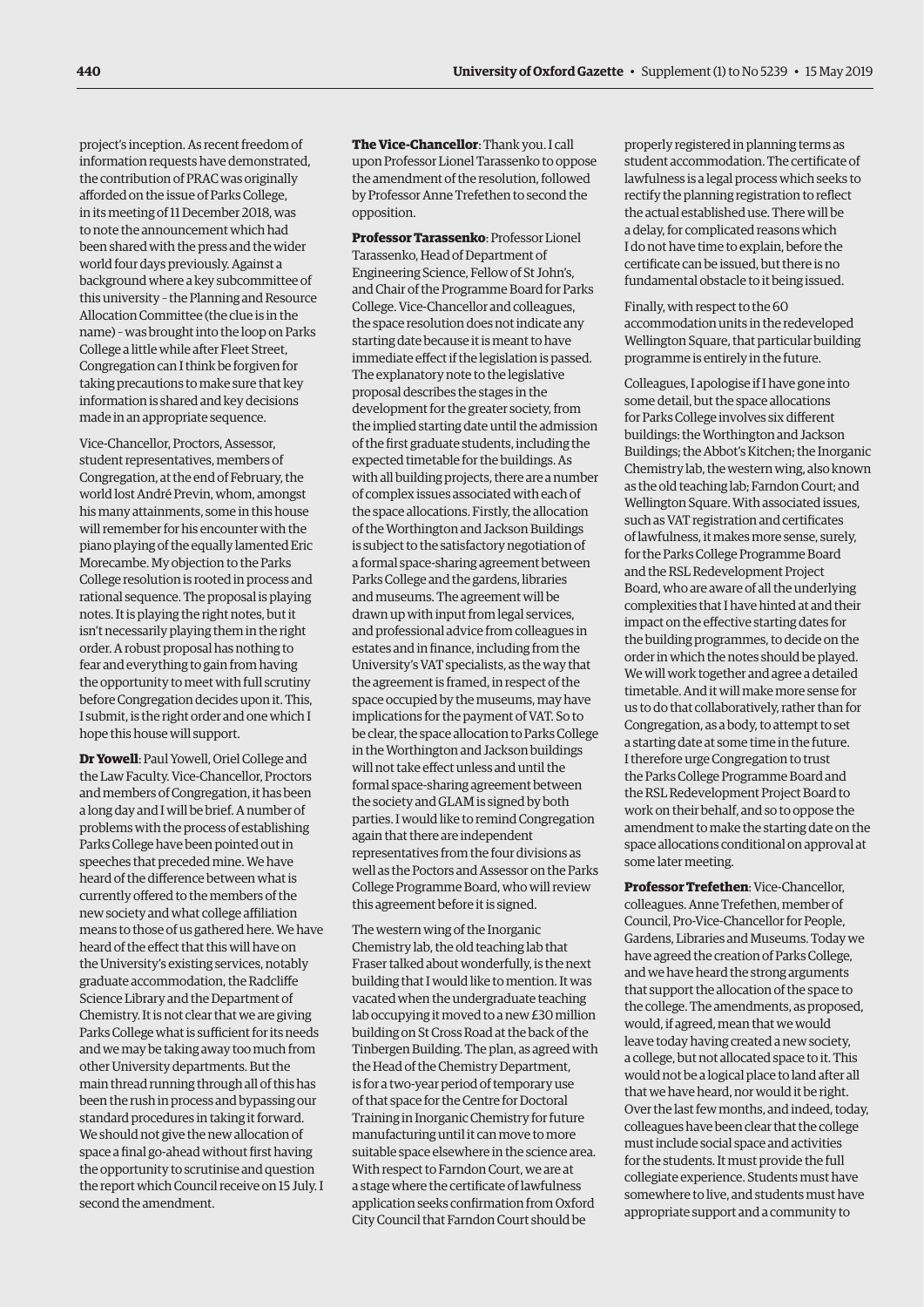project's inception. As recent freedom of information requests have demonstrated, the contribution of PRAC was originally afforded on the issue of Parks College, in its meeting of 11 December 2018, was to note the announcement which had been shared with the press and the wider world four days previously. Against a background where a key subcommittee of this university – the Planning and Resource Allocation Committee (the clue is in the name) – was brought into the loop on Parks College a little while after Fleet Street, Congregation can I think be forgiven for taking precautions to make sure that key information is shared and key decisions made in an appropriate sequence.

Vice-Chancellor, Proctors, Assessor, student representatives, members of Congregation, at the end of February, the world lost André Previn, whom, amongst his many attainments, some in this house will remember for his encounter with the piano playing of the equally lamented Eric Morecambe. My objection to the Parks College resolution is rooted in process and rational sequence. The proposal is playing notes. It is playing the right notes, but it isn't necessarily playing them in the right order. A robust proposal has nothing to fear and everything to gain from having the opportunity to meet with full scrutiny before Congregation decides upon it. This, I submit, is the right order and one which I hope this house will support.

**Dr Yowell**: Paul Yowell, Oriel College and the Law Faculty. Vice-Chancellor, Proctors and members of Congregation, it has been a long day and I will be brief. A number of problems with the process of establishing Parks College have been pointed out in speeches that preceded mine. We have heard of the difference between what is currently offered to the members of the new society and what college affiliation means to those of us gathered here. We have heard of the effect that this will have on the University's existing services, notably graduate accommodation, the Radcliffe Science Library and the Department of Chemistry. It is not clear that we are giving Parks College what is sufficient for its needs and we may be taking away too much from other University departments. But the main thread running through all of this has been the rush in process and bypassing our standard procedures in taking it forward. We should not give the new allocation of space a final go-ahead without first having the opportunity to scrutinise and question the report which Council receive on 15 July. I second the amendment.

**The Vice-Chancellor**: Thank you. I call upon Professor Lionel Tarassenko to oppose the amendment of the resolution, followed by Professor Anne Trefethen to second the opposition.

**Professor Tarassenko**: Professor Lionel Tarassenko, Head of Department of Engineering Science, Fellow of St John's, and Chair of the Programme Board for Parks College. Vice-Chancellor and colleagues, the space resolution does not indicate any starting date because it is meant to have immediate effect if the legislation is passed. The explanatory note to the legislative proposal describes the stages in the development for the greater society, from the implied starting date until the admission of the first graduate students, including the expected timetable for the buildings. As with all building projects, there are a number of complex issues associated with each of the space allocations. Firstly, the allocation of the Worthington and Jackson Buildings is subject to the satisfactory negotiation of a formal space-sharing agreement between Parks College and the gardens, libraries and museums. The agreement will be drawn up with input from legal services, and professional advice from colleagues in estates and in finance, including from the University's VAT specialists, as the way that the agreement is framed, in respect of the space occupied by the museums, may have implications for the payment of VAT. So to be clear, the space allocation to Parks College in the Worthington and Jackson buildings will not take effect unless and until the formal space-sharing agreement between the society and GLAM is signed by both parties. I would like to remind Congregation again that there are independent representatives from the four divisions as well as the Proctors and Assessor on the Parks College Programme Board, who will review this agreement before it is signed.

The western wing of the Inorganic Chemistry lab, the old teaching lab that Fraser talked about wonderfully, is the next building that I would like to mention. It was vacated when the undergraduate teaching lab occupying it moved to a new £30 million building on St Cross Road at the back of the Tinbergen Building. The plan, as agreed with the Head of the Chemistry Department, is for a two-year period of temporary use of that space for the Centre for Doctoral Training in Inorganic Chemistry for future manufacturing until it can move to more suitable space elsewhere in the science area. With respect to Farndon Court, we are at a stage where the certificate of lawfulness application seeks confirmation from Oxford City Council that Farndon Court should be properly registered in planning terms as student accommodation. The certificate of lawfulness is a legal process which seeks to rectify the planning registration to reflect the actual established use. There will be a delay, for complicated reasons which I do not have time to explain, before the certificate can be issued, but there is no fundamental obstacle to it being issued.

Finally, with respect to the 60 accommodation units in the redeveloped Wellington Square, that particular building programme is entirely in the future.

Colleagues, I apologise if I have gone into some detail, but the space allocations for Parks College involves six different buildings: the Worthington and Jackson Buildings; the Abbot's Kitchen; the Inorganic Chemistry lab, the western wing, also known as the old teaching lab; Farndon Court; and Wellington Square. With associated issues, such as VAT registration and certificates of lawfulness, it makes more sense, surely, for the Parks College Programme Board and the RSL Redevelopment Project Board, who are aware of all the underlying complexities that I have hinted at and their impact on the effective starting dates for the building programmes, to decide on the order in which the notes should be played. We will work together and agree a detailed timetable. And it will make more sense for us to do that collaboratively, rather than for Congregation, as a body, to attempt to set a starting date at some time in the future. I therefore urge Congregation to trust the Parks College Programme Board and the RSL Redevelopment Project Board to work on their behalf, and so to oppose the amendment to make the starting date on the space allocations conditional on approval at some later meeting.

**Professor Trefethen**: Vice-Chancellor, colleagues. Anne Trefethen, member of Council, Pro-Vice-Chancellor for People, Gardens, Libraries and Museums. Today we have agreed the creation of Parks College, and we have heard the strong arguments that support the allocation of the space to the college. The amendments, as proposed, would, if agreed, mean that we would leave today having created a new society, a college, but not allocated space to it. This would not be a logical place to land after all that we have heard, nor would it be right. Over the last few months, and indeed, today, colleagues have been clear that the college must include social space and activities for the students. It must provide the full collegiate experience. Students must have somewhere to live, and students must have appropriate support and a community to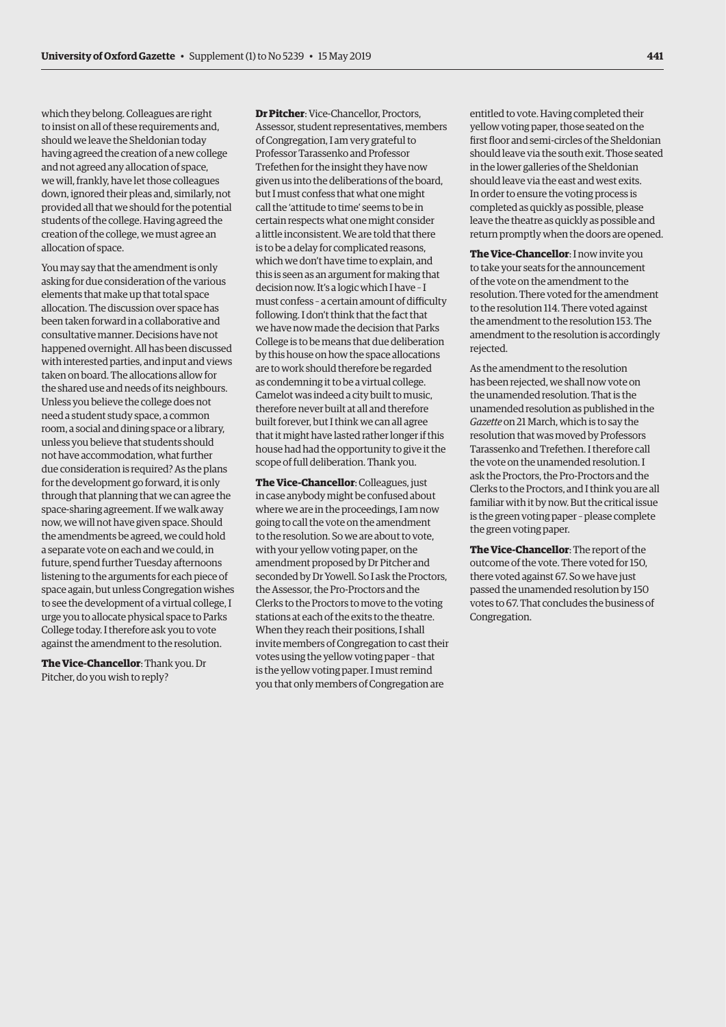which they belong. Colleagues are right to insist on all of these requirements and, should we leave the Sheldonian today having agreed the creation of a new college and not agreed any allocation of space, we will, frankly, have let those colleagues down, ignored their pleas and, similarly, not provided all that we should for the potential students of the college. Having agreed the creation of the college, we must agree an allocation of space.

You may say that the amendment is only asking for due consideration of the various elements that make up that total space allocation. The discussion over space has been taken forward in a collaborative and consultative manner. Decisions have not happened overnight. All has been discussed with interested parties, and input and views taken on board. The allocations allow for the shared use and needs of its neighbours. Unless you believe the college does not need a student study space, a common room, a social and dining space or a library, unless you believe that students should not have accommodation, what further due consideration is required? As the plans for the development go forward, it is only through that planning that we can agree the space-sharing agreement. If we walk away now, we will not have given space. Should the amendments be agreed, we could hold a separate vote on each and we could, in future, spend further Tuesday afternoons listening to the arguments for each piece of space again, but unless Congregation wishes to see the development of a virtual college, I urge you to allocate physical space to Parks College today. I therefore ask you to vote against the amendment to the resolution.

**The Vice-Chancellor**: Thank you. Dr Pitcher, do you wish to reply?

**Dr Pitcher**: Vice-Chancellor, Proctors, Assessor, student representatives, members of Congregation, I am very grateful to Professor Tarassenko and Professor Trefethen for the insight they have now given us into the deliberations of the board, but I must confess that what one might call the 'attitude to time' seems to be in certain respects what one might consider a little inconsistent. We are told that there is to be a delay for complicated reasons, which we don't have time to explain, and this is seen as an argument for making that decision now. It's a logic which I have – I must confess – a certain amount of difficulty following. I don't think that the fact that we have now made the decision that Parks College is to be means that due deliberation by this house on how the space allocations are to work should therefore be regarded as condemning it to be a virtual college. Camelot was indeed a city built to music, therefore never built at all and therefore built forever, but I think we can all agree that it might have lasted rather longer if this house had had the opportunity to give it the scope of full deliberation. Thank you.

**The Vice-Chancellor**: Colleagues, just in case anybody might be confused about where we are in the proceedings, I am now going to call the vote on the amendment to the resolution. So we are about to vote, with your yellow voting paper, on the amendment proposed by Dr Pitcher and seconded by Dr Yowell. So I ask the Proctors, the Assessor, the Pro-Proctors and the Clerks to the Proctors to move to the voting stations at each of the exits to the theatre. When they reach their positions, I shall invite members of Congregation to cast their votes using the yellow voting paper – that is the yellow voting paper. I must remind you that only members of Congregation are entitled to vote. Having completed their yellow voting paper, those seated on the first floor and semi-circles of the Sheldonian should leave via the south exit. Those seated in the lower galleries of the Sheldonian should leave via the east and west exits. In order to ensure the voting process is completed as quickly as possible, please leave the theatre as quickly as possible and return promptly when the doors are opened.

**The Vice-Chancellor**: I now invite you to take your seats for the announcement of the vote on the amendment to the resolution. There voted for the amendment to the resolution 114. There voted against the amendment to the resolution 153. The amendment to the resolution is accordingly rejected.

As the amendment to the resolution has been rejected, we shall now vote on the unamended resolution. That is the unamended resolution as published in the *Gazette* on 21 March, which is to say the resolution that was moved by Professors Tarassenko and Trefethen. I therefore call the vote on the unamended resolution. I ask the Proctors, the Pro-Proctors and the Clerks to the Proctors, and I think you are all familiar with it by now. But the critical issue is the green voting paper – please complete the green voting paper.

**The Vice-Chancellor**: The report of the outcome of the vote. There voted for 150, there voted against 67. So we have just passed the unamended resolution by 150 votes to 67. That concludes the business of Congregation.